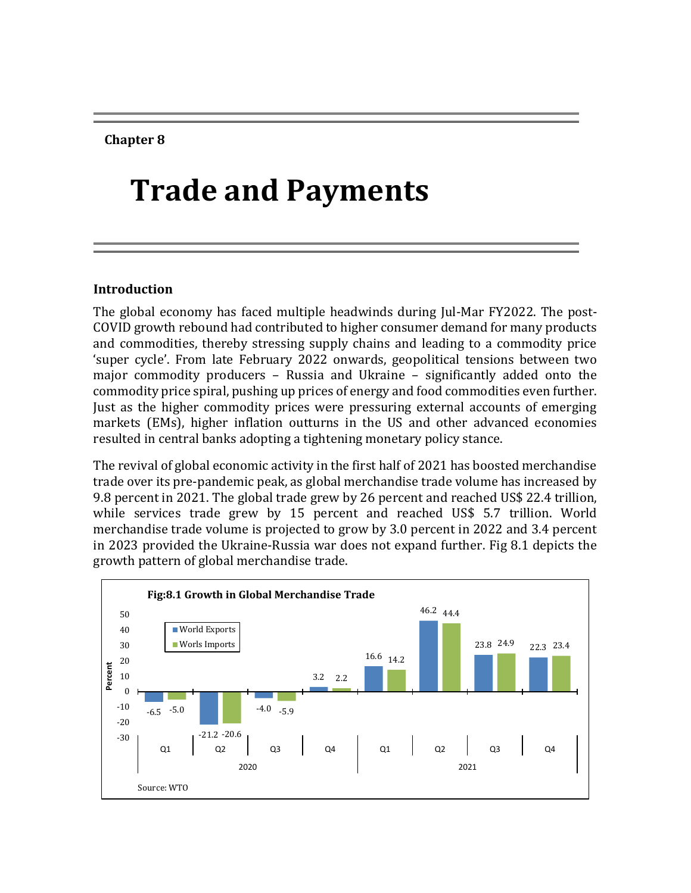Chapter 8

# Trade and Payments

## Introduction

The global economy has faced multiple headwinds during Jul-Mar FY2022. The post-COVID growth rebound had contributed to higher consumer demand for many products and commodities, thereby stressing supply chains and leading to a commodity price 'super cycle'. From late February 2022 onwards, geopolitical tensions between two major commodity producers – Russia and Ukraine – significantly added onto the commodity price spiral, pushing up prices of energy and food commodities even further. Just as the higher commodity prices were pressuring external accounts of emerging markets (EMs), higher inflation outturns in the US and other advanced economies resulted in central banks adopting a tightening monetary policy stance.

The revival of global economic activity in the first half of 2021 has boosted merchandise trade over its pre-pandemic peak, as global merchandise trade volume has increased by 9.8 percent in 2021. The global trade grew by 26 percent and reached US$ 22.4 trillion, while services trade grew by 15 percent and reached US$ 5.7 trillion. World merchandise trade volume is projected to grow by 3.0 percent in 2022 and 3.4 percent in 2023 provided the Ukraine-Russia war does not expand further. Fig 8.1 depicts the growth pattern of global merchandise trade.

**Fig:8.1 Growth in Global Merchandise Trade**

| Year | Quarter | World Exports (%) | Worls Imports (%) |
|---|---|---|---|
| 2020 | Q1 | -6.5 | -5.0 |
| 2020 | Q2 | -21.2 | -20.6 |
| 2020 | Q3 | -4.0 | -5.9 |
| 2020 | Q4 | 3.2 | 2.2 |
| 2021 | Q1 | 16.6 | 14.2 |
| 2021 | Q2 | 46.2 | 44.4 |
| 2021 | Q3 | 23.8 | 24.9 |
| 2021 | Q4 | 22.3 | 23.4 |

Source: WTO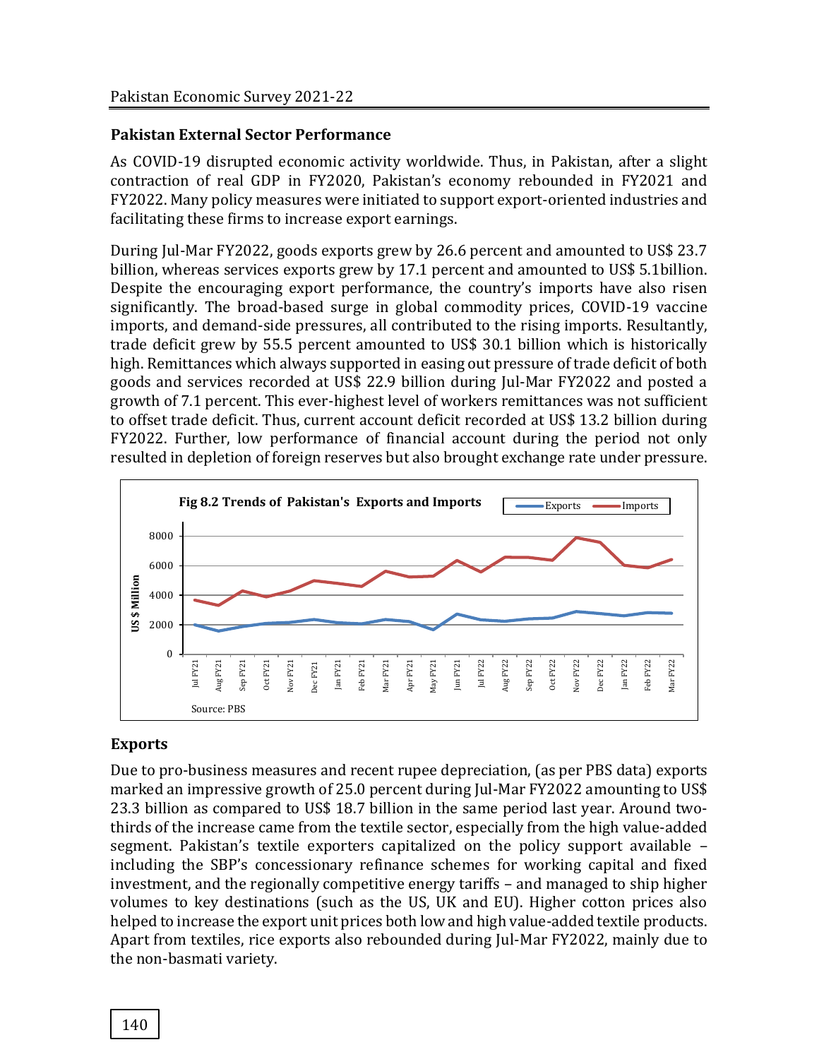## Pakistan External Sector Performance

As COVID-19 disrupted economic activity worldwide. Thus, in Pakistan, after a slight contraction of real GDP in FY2020, Pakistan's economy rebounded in FY2021 and FY2022. Many policy measures were initiated to support export-oriented industries and facilitating these firms to increase export earnings.

During Jul-Mar FY2022, goods exports grew by 26.6 percent and amounted to US$ 23.7 billion, whereas services exports grew by 17.1 percent and amounted to US$ 5.1billion. Despite the encouraging export performance, the country's imports have also risen significantly. The broad-based surge in global commodity prices, COVID-19 vaccine imports, and demand-side pressures, all contributed to the rising imports. Resultantly, trade deficit grew by 55.5 percent amounted to US$ 30.1 billion which is historically high. Remittances which always supported in easing out pressure of trade deficit of both goods and services recorded at US$ 22.9 billion during Jul-Mar FY2022 and posted a growth of 7.1 percent. This ever-highest level of workers remittances was not sufficient to offset trade deficit. Thus, current account deficit recorded at US$ 13.2 billion during FY2022. Further, low performance of financial account during the period not only resulted in depletion of foreign reserves but also brought exchange rate under pressure.

**Fig 8.2 Trends of Pakistan's Exports and Imports**

Source: PBS

## Exports

Due to pro-business measures and recent rupee depreciation, (as per PBS data) exports marked an impressive growth of 25.0 percent during Jul-Mar FY2022 amounting to US$ 23.3 billion as compared to US$ 18.7 billion in the same period last year. Around two-thirds of the increase came from the textile sector, especially from the high value-added segment. Pakistan's textile exporters capitalized on the policy support available – including the SBP's concessionary refinance schemes for working capital and fixed investment, and the regionally competitive energy tariffs – and managed to ship higher volumes to key destinations (such as the US, UK and EU). Higher cotton prices also helped to increase the export unit prices both low and high value-added textile products. Apart from textiles, rice exports also rebounded during Jul-Mar FY2022, mainly due to the non-basmati variety.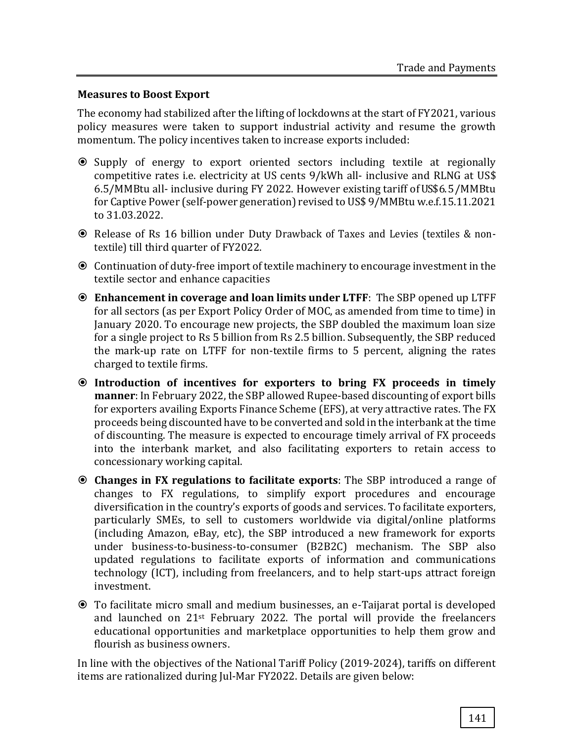**Measures to Boost Export**

The economy had stabilized after the lifting of lockdowns at the start of FY2021, various policy measures were taken to support industrial activity and resume the growth momentum. The policy incentives taken to increase exports included:

- Supply of energy to export oriented sectors including textile at regionally competitive rates i.e. electricity at US cents 9/kWh all- inclusive and RLNG at US$ 6.5/MMBtu all- inclusive during FY 2022. However existing tariff of US$6.5/MMBtu for Captive Power (self-power generation) revised to US$ 9/MMBtu w.e.f.15.11.2021 to 31.03.2022.
- Release of Rs 16 billion under Duty Drawback of Taxes and Levies (textiles & non-textile) till third quarter of FY2022.
- Continuation of duty-free import of textile machinery to encourage investment in the textile sector and enhance capacities
- **Enhancement in coverage and loan limits under LTFF**: The SBP opened up LTFF for all sectors (as per Export Policy Order of MOC, as amended from time to time) in January 2020. To encourage new projects, the SBP doubled the maximum loan size for a single project to Rs 5 billion from Rs 2.5 billion. Subsequently, the SBP reduced the mark-up rate on LTFF for non-textile firms to 5 percent, aligning the rates charged to textile firms.
- **Introduction of incentives for exporters to bring FX proceeds in timely manner**: In February 2022, the SBP allowed Rupee-based discounting of export bills for exporters availing Exports Finance Scheme (EFS), at very attractive rates. The FX proceeds being discounted have to be converted and sold in the interbank at the time of discounting. The measure is expected to encourage timely arrival of FX proceeds into the interbank market, and also facilitating exporters to retain access to concessionary working capital.
- **Changes in FX regulations to facilitate exports**: The SBP introduced a range of changes to FX regulations, to simplify export procedures and encourage diversification in the country's exports of goods and services. To facilitate exporters, particularly SMEs, to sell to customers worldwide via digital/online platforms (including Amazon, eBay, etc), the SBP introduced a new framework for exports under business-to-business-to-consumer (B2B2C) mechanism. The SBP also updated regulations to facilitate exports of information and communications technology (ICT), including from freelancers, and to help start-ups attract foreign investment.
- To facilitate micro small and medium businesses, an e-Taijarat portal is developed and launched on 21st February 2022. The portal will provide the freelancers educational opportunities and marketplace opportunities to help them grow and flourish as business owners.

In line with the objectives of the National Tariff Policy (2019-2024), tariffs on different items are rationalized during Jul-Mar FY2022. Details are given below: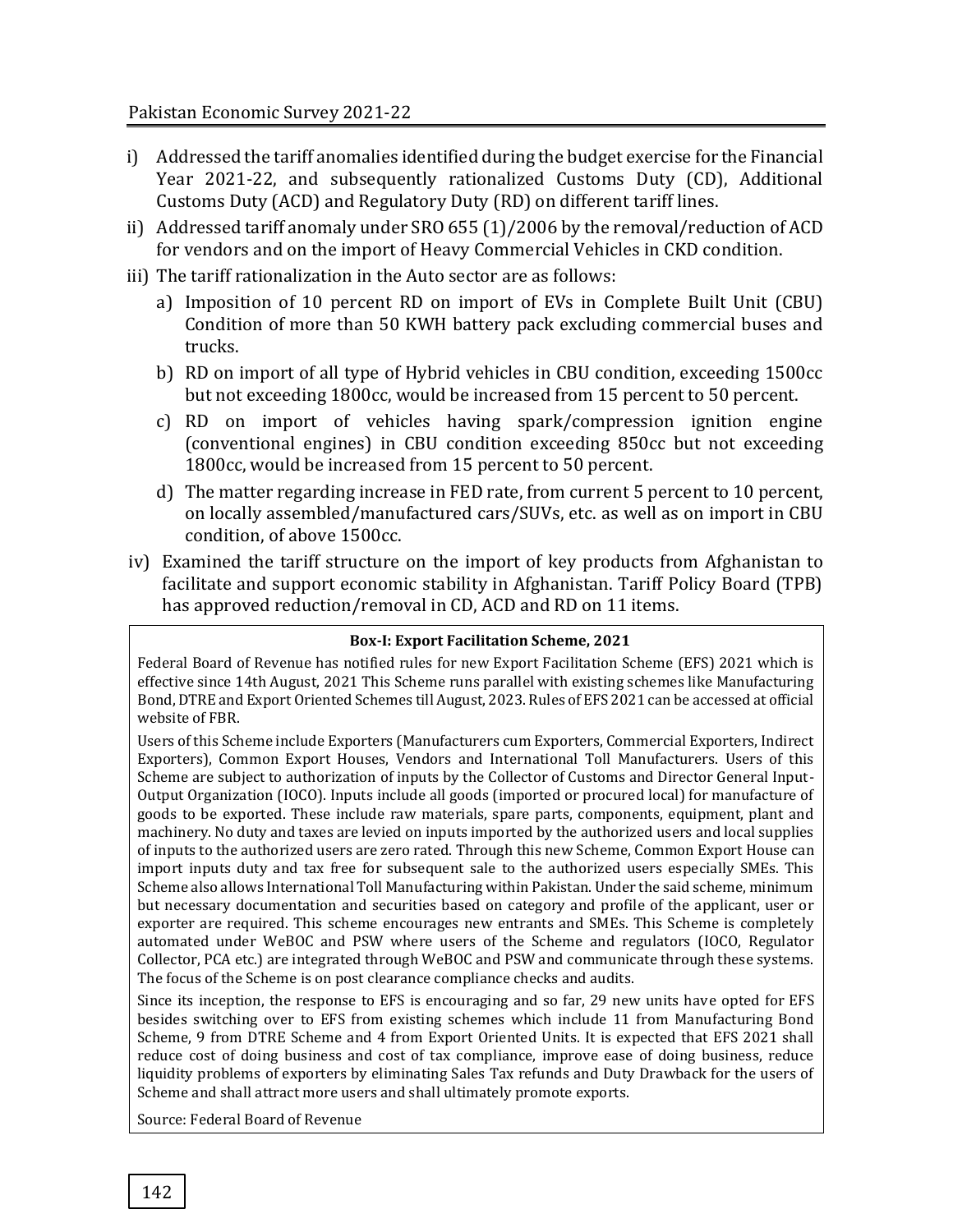i) Addressed the tariff anomalies identified during the budget exercise for the Financial Year 2021-22, and subsequently rationalized Customs Duty (CD), Additional Customs Duty (ACD) and Regulatory Duty (RD) on different tariff lines.

ii) Addressed tariff anomaly under SRO 655 (1)/2006 by the removal/reduction of ACD for vendors and on the import of Heavy Commercial Vehicles in CKD condition.

iii) The tariff rationalization in the Auto sector are as follows:

   a) Imposition of 10 percent RD on import of EVs in Complete Built Unit (CBU) Condition of more than 50 KWH battery pack excluding commercial buses and trucks.

   b) RD on import of all type of Hybrid vehicles in CBU condition, exceeding 1500cc but not exceeding 1800cc, would be increased from 15 percent to 50 percent.

   c) RD on import of vehicles having spark/compression ignition engine (conventional engines) in CBU condition exceeding 850cc but not exceeding 1800cc, would be increased from 15 percent to 50 percent.

   d) The matter regarding increase in FED rate, from current 5 percent to 10 percent, on locally assembled/manufactured cars/SUVs, etc. as well as on import in CBU condition, of above 1500cc.

iv) Examined the tariff structure on the import of key products from Afghanistan to facilitate and support economic stability in Afghanistan. Tariff Policy Board (TPB) has approved reduction/removal in CD, ACD and RD on 11 items.

**Box-I: Export Facilitation Scheme, 2021**

Federal Board of Revenue has notified rules for new Export Facilitation Scheme (EFS) 2021 which is effective since 14th August, 2021 This Scheme runs parallel with existing schemes like Manufacturing Bond, DTRE and Export Oriented Schemes till August, 2023. Rules of EFS 2021 can be accessed at official website of FBR.

Users of this Scheme include Exporters (Manufacturers cum Exporters, Commercial Exporters, Indirect Exporters), Common Export Houses, Vendors and International Toll Manufacturers. Users of this Scheme are subject to authorization of inputs by the Collector of Customs and Director General Input-Output Organization (IOCO). Inputs include all goods (imported or procured local) for manufacture of goods to be exported. These include raw materials, spare parts, components, equipment, plant and machinery. No duty and taxes are levied on inputs imported by the authorized users and local supplies of inputs to the authorized users are zero rated. Through this new Scheme, Common Export House can import inputs duty and tax free for subsequent sale to the authorized users especially SMEs. This Scheme also allows International Toll Manufacturing within Pakistan. Under the said scheme, minimum but necessary documentation and securities based on category and profile of the applicant, user or exporter are required. This scheme encourages new entrants and SMEs. This Scheme is completely automated under WeBOC and PSW where users of the Scheme and regulators (IOCO, Regulator Collector, PCA etc.) are integrated through WeBOC and PSW and communicate through these systems. The focus of the Scheme is on post clearance compliance checks and audits.

Since its inception, the response to EFS is encouraging and so far, 29 new units have opted for EFS besides switching over to EFS from existing schemes which include 11 from Manufacturing Bond Scheme, 9 from DTRE Scheme and 4 from Export Oriented Units. It is expected that EFS 2021 shall reduce cost of doing business and cost of tax compliance, improve ease of doing business, reduce liquidity problems of exporters by eliminating Sales Tax refunds and Duty Drawback for the users of Scheme and shall attract more users and shall ultimately promote exports.

Source: Federal Board of Revenue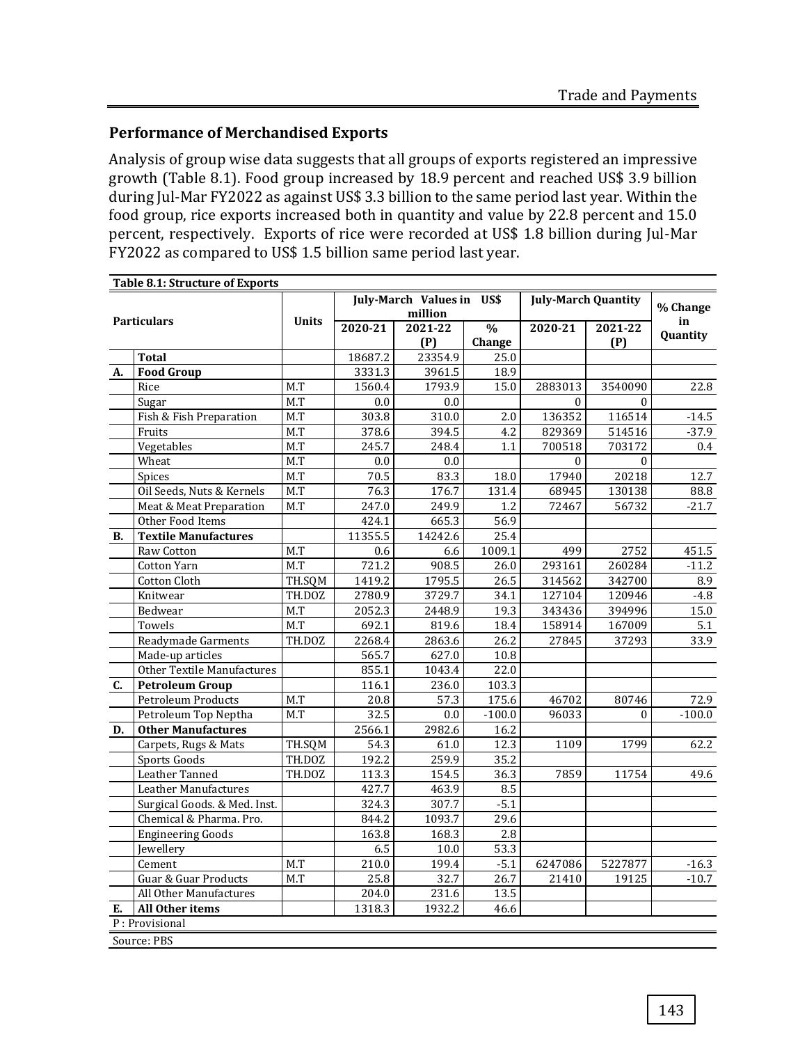## Performance of Merchandised Exports

Analysis of group wise data suggests that all groups of exports registered an impressive growth (Table 8.1). Food group increased by 18.9 percent and reached US$ 3.9 billion during Jul-Mar FY2022 as against US$ 3.3 billion to the same period last year. Within the food group, rice exports increased both in quantity and value by 22.8 percent and 15.0 percent, respectively. Exports of rice were recorded at US$ 1.8 billion during Jul-Mar FY2022 as compared to US$ 1.5 billion same period last year.

**Table 8.1: Structure of Exports**

| | Particulars | Units | July-March Values in US$ million | | | July-March Quantity | | % Change in Quantity |
|---|---|---|---|---|---|---|---|---|
| | | | 2020-21 | 2021-22 (P) | % Change | 2020-21 | 2021-22 (P) | |
| | **Total** | | 18687.2 | 23354.9 | 25.0 | | | |
| **A.** | **Food Group** | | 3331.3 | 3961.5 | 18.9 | | | |
| | Rice | M.T | 1560.4 | 1793.9 | 15.0 | 2883013 | 3540090 | 22.8 |
| | Sugar | M.T | 0.0 | 0.0 | | 0 | 0 | |
| | Fish & Fish Preparation | M.T | 303.8 | 310.0 | 2.0 | 136352 | 116514 | -14.5 |
| | Fruits | M.T | 378.6 | 394.5 | 4.2 | 829369 | 514516 | -37.9 |
| | Vegetables | M.T | 245.7 | 248.4 | 1.1 | 700518 | 703172 | 0.4 |
| | Wheat | M.T | 0.0 | 0.0 | | 0 | 0 | |
| | Spices | M.T | 70.5 | 83.3 | 18.0 | 17940 | 20218 | 12.7 |
| | Oil Seeds, Nuts & Kernels | M.T | 76.3 | 176.7 | 131.4 | 68945 | 130138 | 88.8 |
| | Meat & Meat Preparation | M.T | 247.0 | 249.9 | 1.2 | 72467 | 56732 | -21.7 |
| | Other Food Items | | 424.1 | 665.3 | 56.9 | | | |
| **B.** | **Textile Manufactures** | | 11355.5 | 14242.6 | 25.4 | | | |
| | Raw Cotton | M.T | 0.6 | 6.6 | 1009.1 | 499 | 2752 | 451.5 |
| | Cotton Yarn | M.T | 721.2 | 908.5 | 26.0 | 293161 | 260284 | -11.2 |
| | Cotton Cloth | TH.SQM | 1419.2 | 1795.5 | 26.5 | 314562 | 342700 | 8.9 |
| | Knitwear | TH.DOZ | 2780.9 | 3729.7 | 34.1 | 127104 | 120946 | -4.8 |
| | Bedwear | M.T | 2052.3 | 2448.9 | 19.3 | 343436 | 394996 | 15.0 |
| | Towels | M.T | 692.1 | 819.6 | 18.4 | 158914 | 167009 | 5.1 |
| | Readymade Garments | TH.DOZ | 2268.4 | 2863.6 | 26.2 | 27845 | 37293 | 33.9 |
| | Made-up articles | | 565.7 | 627.0 | 10.8 | | | |
| | Other Textile Manufactures | | 855.1 | 1043.4 | 22.0 | | | |
| **C.** | **Petroleum Group** | | 116.1 | 236.0 | 103.3 | | | |
| | Petroleum Products | M.T | 20.8 | 57.3 | 175.6 | 46702 | 80746 | 72.9 |
| | Petroleum Top Neptha | M.T | 32.5 | 0.0 | -100.0 | 96033 | 0 | -100.0 |
| **D.** | **Other Manufactures** | | 2566.1 | 2982.6 | 16.2 | | | |
| | Carpets, Rugs & Mats | TH.SQM | 54.3 | 61.0 | 12.3 | 1109 | 1799 | 62.2 |
| | Sports Goods | TH.DOZ | 192.2 | 259.9 | 35.2 | | | |
| | Leather Tanned | TH.DOZ | 113.3 | 154.5 | 36.3 | 7859 | 11754 | 49.6 |
| | Leather Manufactures | | 427.7 | 463.9 | 8.5 | | | |
| | Surgical Goods. & Med. Inst. | | 324.3 | 307.7 | -5.1 | | | |
| | Chemical & Pharma. Pro. | | 844.2 | 1093.7 | 29.6 | | | |
| | Engineering Goods | | 163.8 | 168.3 | 2.8 | | | |
| | Jewellery | | 6.5 | 10.0 | 53.3 | | | |
| | Cement | M.T | 210.0 | 199.4 | -5.1 | 6247086 | 5227877 | -16.3 |
| | Guar & Guar Products | M.T | 25.8 | 32.7 | 26.7 | 21410 | 19125 | -10.7 |
| | All Other Manufactures | | 204.0 | 231.6 | 13.5 | | | |
| **E.** | **All Other items** | | 1318.3 | 1932.2 | 46.6 | | | |

P : Provisional

Source: PBS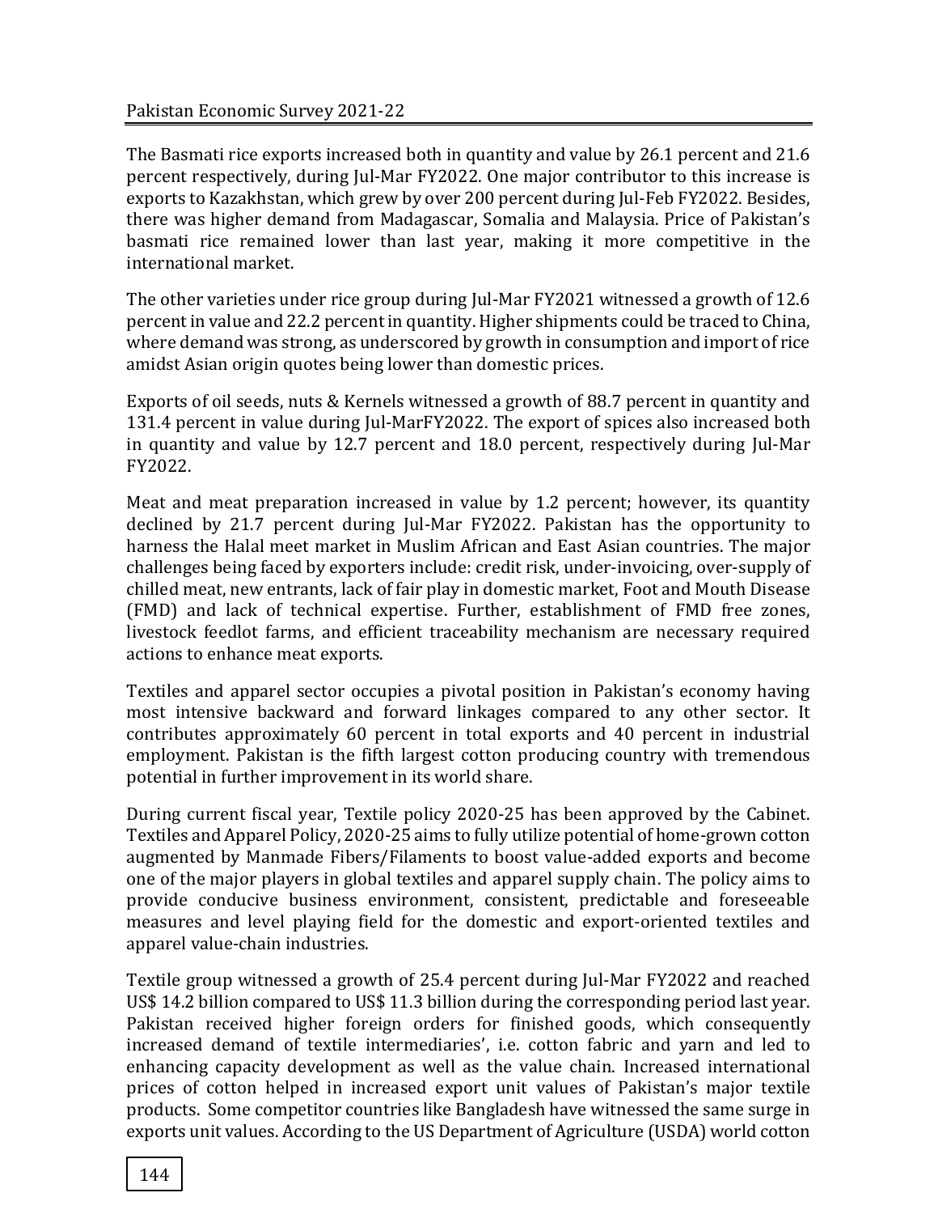The Basmati rice exports increased both in quantity and value by 26.1 percent and 21.6 percent respectively, during Jul-Mar FY2022. One major contributor to this increase is exports to Kazakhstan, which grew by over 200 percent during Jul-Feb FY2022. Besides, there was higher demand from Madagascar, Somalia and Malaysia. Price of Pakistan's basmati rice remained lower than last year, making it more competitive in the international market.

The other varieties under rice group during Jul-Mar FY2021 witnessed a growth of 12.6 percent in value and 22.2 percent in quantity. Higher shipments could be traced to China, where demand was strong, as underscored by growth in consumption and import of rice amidst Asian origin quotes being lower than domestic prices.

Exports of oil seeds, nuts & Kernels witnessed a growth of 88.7 percent in quantity and 131.4 percent in value during Jul-MarFY2022. The export of spices also increased both in quantity and value by 12.7 percent and 18.0 percent, respectively during Jul-Mar FY2022.

Meat and meat preparation increased in value by 1.2 percent; however, its quantity declined by 21.7 percent during Jul-Mar FY2022. Pakistan has the opportunity to harness the Halal meet market in Muslim African and East Asian countries. The major challenges being faced by exporters include: credit risk, under-invoicing, over-supply of chilled meat, new entrants, lack of fair play in domestic market, Foot and Mouth Disease (FMD) and lack of technical expertise. Further, establishment of FMD free zones, livestock feedlot farms, and efficient traceability mechanism are necessary required actions to enhance meat exports.

Textiles and apparel sector occupies a pivotal position in Pakistan's economy having most intensive backward and forward linkages compared to any other sector. It contributes approximately 60 percent in total exports and 40 percent in industrial employment. Pakistan is the fifth largest cotton producing country with tremendous potential in further improvement in its world share.

During current fiscal year, Textile policy 2020-25 has been approved by the Cabinet. Textiles and Apparel Policy, 2020-25 aims to fully utilize potential of home-grown cotton augmented by Manmade Fibers/Filaments to boost value-added exports and become one of the major players in global textiles and apparel supply chain. The policy aims to provide conducive business environment, consistent, predictable and foreseeable measures and level playing field for the domestic and export-oriented textiles and apparel value-chain industries.

Textile group witnessed a growth of 25.4 percent during Jul-Mar FY2022 and reached US$ 14.2 billion compared to US$ 11.3 billion during the corresponding period last year. Pakistan received higher foreign orders for finished goods, which consequently increased demand of textile intermediaries', i.e. cotton fabric and yarn and led to enhancing capacity development as well as the value chain. Increased international prices of cotton helped in increased export unit values of Pakistan's major textile products. Some competitor countries like Bangladesh have witnessed the same surge in exports unit values. According to the US Department of Agriculture (USDA) world cotton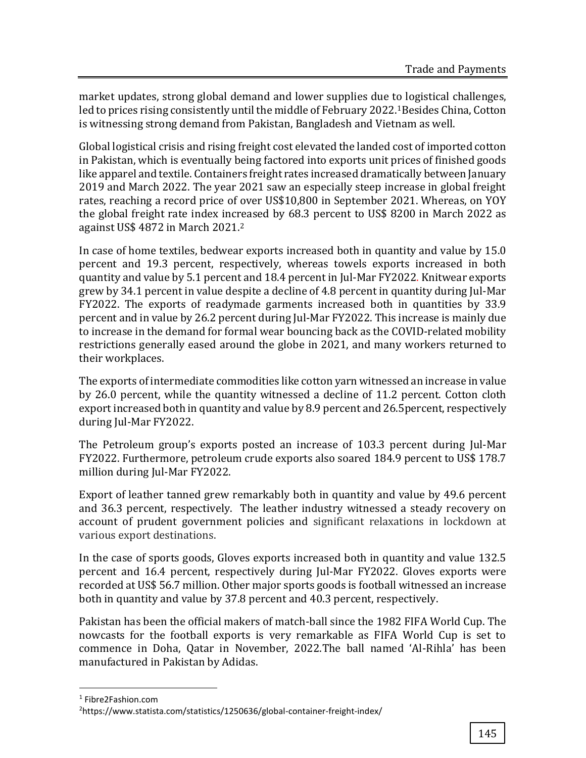market updates, strong global demand and lower supplies due to logistical challenges, led to prices rising consistently until the middle of February 2022.[1]Besides China, Cotton is witnessing strong demand from Pakistan, Bangladesh and Vietnam as well.

Global logistical crisis and rising freight cost elevated the landed cost of imported cotton in Pakistan, which is eventually being factored into exports unit prices of finished goods like apparel and textile. Containers freight rates increased dramatically between January 2019 and March 2022. The year 2021 saw an especially steep increase in global freight rates, reaching a record price of over US$10,800 in September 2021. Whereas, on YOY the global freight rate index increased by 68.3 percent to US$ 8200 in March 2022 as against US$ 4872 in March 2021.[2]

In case of home textiles, bedwear exports increased both in quantity and value by 15.0 percent and 19.3 percent, respectively, whereas towels exports increased in both quantity and value by 5.1 percent and 18.4 percent in Jul-Mar FY2022. Knitwear exports grew by 34.1 percent in value despite a decline of 4.8 percent in quantity during Jul-Mar FY2022. The exports of readymade garments increased both in quantities by 33.9 percent and in value by 26.2 percent during Jul-Mar FY2022. This increase is mainly due to increase in the demand for formal wear bouncing back as the COVID-related mobility restrictions generally eased around the globe in 2021, and many workers returned to their workplaces.

The exports of intermediate commodities like cotton yarn witnessed an increase in value by 26.0 percent, while the quantity witnessed a decline of 11.2 percent. Cotton cloth export increased both in quantity and value by 8.9 percent and 26.5percent, respectively during Jul-Mar FY2022.

The Petroleum group's exports posted an increase of 103.3 percent during Jul-Mar FY2022. Furthermore, petroleum crude exports also soared 184.9 percent to US$ 178.7 million during Jul-Mar FY2022.

Export of leather tanned grew remarkably both in quantity and value by 49.6 percent and 36.3 percent, respectively. The leather industry witnessed a steady recovery on account of prudent government policies and significant relaxations in lockdown at various export destinations.

In the case of sports goods, Gloves exports increased both in quantity and value 132.5 percent and 16.4 percent, respectively during Jul-Mar FY2022. Gloves exports were recorded at US$ 56.7 million. Other major sports goods is football witnessed an increase both in quantity and value by 37.8 percent and 40.3 percent, respectively.

Pakistan has been the official makers of match-ball since the 1982 FIFA World Cup. The nowcasts for the football exports is very remarkable as FIFA World Cup is set to commence in Doha, Qatar in November, 2022.The ball named 'Al-Rihla' has been manufactured in Pakistan by Adidas.

---

[1] Fibre2Fashion.com

[2] https://www.statista.com/statistics/1250636/global-container-freight-index/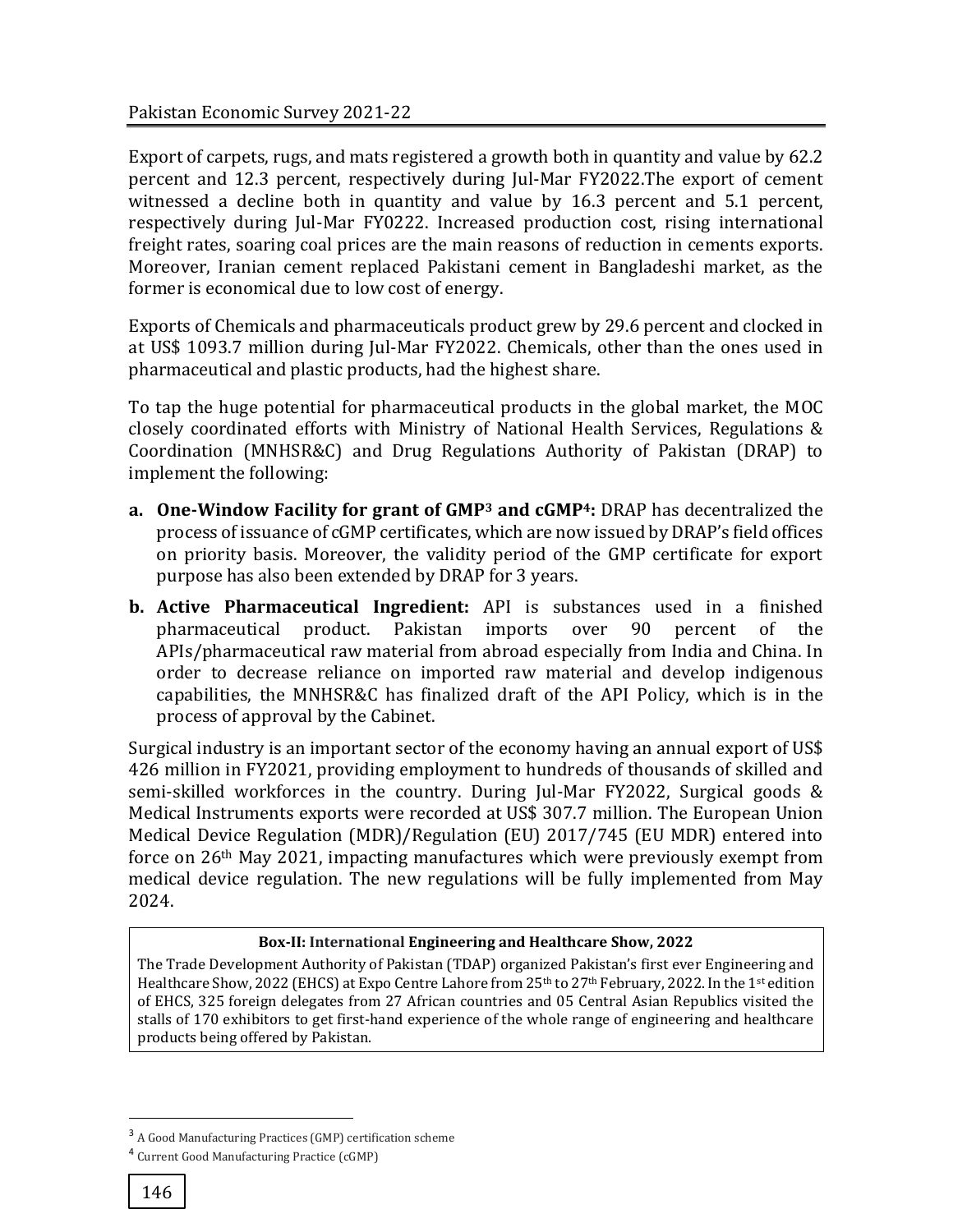Export of carpets, rugs, and mats registered a growth both in quantity and value by 62.2 percent and 12.3 percent, respectively during Jul-Mar FY2022.The export of cement witnessed a decline both in quantity and value by 16.3 percent and 5.1 percent, respectively during Jul-Mar FY0222. Increased production cost, rising international freight rates, soaring coal prices are the main reasons of reduction in cements exports. Moreover, Iranian cement replaced Pakistani cement in Bangladeshi market, as the former is economical due to low cost of energy.

Exports of Chemicals and pharmaceuticals product grew by 29.6 percent and clocked in at US$ 1093.7 million during Jul-Mar FY2022. Chemicals, other than the ones used in pharmaceutical and plastic products, had the highest share.

To tap the huge potential for pharmaceutical products in the global market, the MOC closely coordinated efforts with Ministry of National Health Services, Regulations & Coordination (MNHSR&C) and Drug Regulations Authority of Pakistan (DRAP) to implement the following:

a. **One-Window Facility for grant of GMP[3] and cGMP[4]:** DRAP has decentralized the process of issuance of cGMP certificates, which are now issued by DRAP's field offices on priority basis. Moreover, the validity period of the GMP certificate for export purpose has also been extended by DRAP for 3 years.

b. **Active Pharmaceutical Ingredient:** API is substances used in a finished pharmaceutical product. Pakistan imports over 90 percent of the APIs/pharmaceutical raw material from abroad especially from India and China. In order to decrease reliance on imported raw material and develop indigenous capabilities, the MNHSR&C has finalized draft of the API Policy, which is in the process of approval by the Cabinet.

Surgical industry is an important sector of the economy having an annual export of US$ 426 million in FY2021, providing employment to hundreds of thousands of skilled and semi-skilled workforces in the country. During Jul-Mar FY2022, Surgical goods & Medical Instruments exports were recorded at US$ 307.7 million. The European Union Medical Device Regulation (MDR)/Regulation (EU) 2017/745 (EU MDR) entered into force on 26th May 2021, impacting manufactures which were previously exempt from medical device regulation. The new regulations will be fully implemented from May 2024.

**Box-II: International Engineering and Healthcare Show, 2022**

The Trade Development Authority of Pakistan (TDAP) organized Pakistan's first ever Engineering and Healthcare Show, 2022 (EHCS) at Expo Centre Lahore from 25th to 27th February, 2022. In the 1st edition of EHCS, 325 foreign delegates from 27 African countries and 05 Central Asian Republics visited the stalls of 170 exhibitors to get first-hand experience of the whole range of engineering and healthcare products being offered by Pakistan.

---

[3] A Good Manufacturing Practices (GMP) certification scheme

[4] Current Good Manufacturing Practice (cGMP)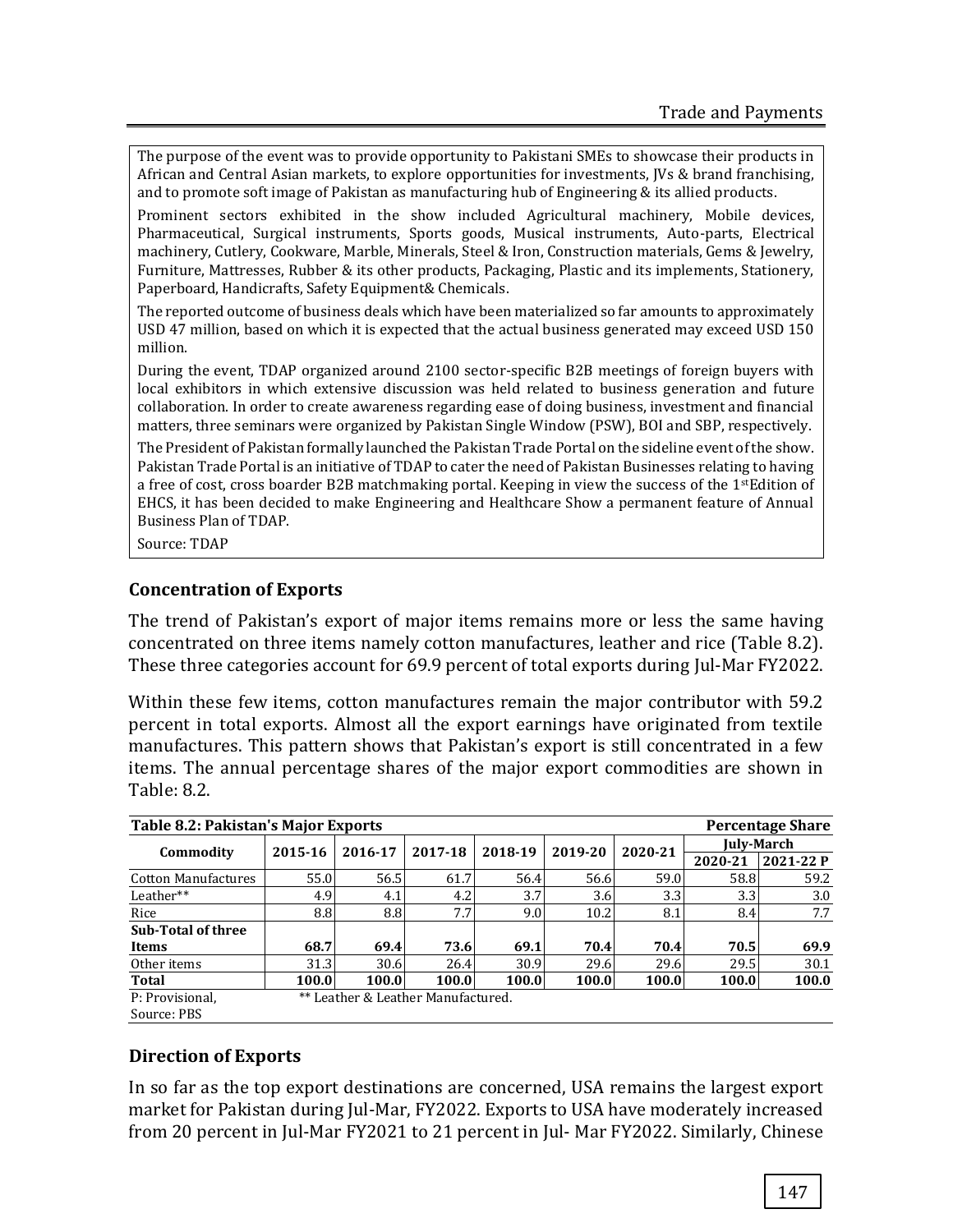The purpose of the event was to provide opportunity to Pakistani SMEs to showcase their products in African and Central Asian markets, to explore opportunities for investments, JVs & brand franchising, and to promote soft image of Pakistan as manufacturing hub of Engineering & its allied products.

Prominent sectors exhibited in the show included Agricultural machinery, Mobile devices, Pharmaceutical, Surgical instruments, Sports goods, Musical instruments, Auto-parts, Electrical machinery, Cutlery, Cookware, Marble, Minerals, Steel & Iron, Construction materials, Gems & Jewelry, Furniture, Mattresses, Rubber & its other products, Packaging, Plastic and its implements, Stationery, Paperboard, Handicrafts, Safety Equipment& Chemicals.

The reported outcome of business deals which have been materialized so far amounts to approximately USD 47 million, based on which it is expected that the actual business generated may exceed USD 150 million.

During the event, TDAP organized around 2100 sector-specific B2B meetings of foreign buyers with local exhibitors in which extensive discussion was held related to business generation and future collaboration. In order to create awareness regarding ease of doing business, investment and financial matters, three seminars were organized by Pakistan Single Window (PSW), BOI and SBP, respectively.

The President of Pakistan formally launched the Pakistan Trade Portal on the sideline event of the show. Pakistan Trade Portal is an initiative of TDAP to cater the need of Pakistan Businesses relating to having a free of cost, cross boarder B2B matchmaking portal. Keeping in view the success of the 1st Edition of EHCS, it has been decided to make Engineering and Healthcare Show a permanent feature of Annual Business Plan of TDAP.

Source: TDAP

### Concentration of Exports

The trend of Pakistan's export of major items remains more or less the same having concentrated on three items namely cotton manufactures, leather and rice (Table 8.2). These three categories account for 69.9 percent of total exports during Jul-Mar FY2022.

Within these few items, cotton manufactures remain the major contributor with 59.2 percent in total exports. Almost all the export earnings have originated from textile manufactures. This pattern shows that Pakistan's export is still concentrated in a few items. The annual percentage shares of the major export commodities are shown in Table: 8.2.

**Table 8.2: Pakistan's Major Exports** — Percentage Share

| Commodity | 2015-16 | 2016-17 | 2017-18 | 2018-19 | 2019-20 | 2020-21 | July-March | |
|---|---|---|---|---|---|---|---|---|
| | | | | | | | 2020-21 | 2021-22 P |
| Cotton Manufactures | 55.0 | 56.5 | 61.7 | 56.4 | 56.6 | 59.0 | 58.8 | 59.2 |
| Leather** | 4.9 | 4.1 | 4.2 | 3.7 | 3.6 | 3.3 | 3.3 | 3.0 |
| Rice | 8.8 | 8.8 | 7.7 | 9.0 | 10.2 | 8.1 | 8.4 | 7.7 |
| **Sub-Total of three Items** | **68.7** | **69.4** | **73.6** | **69.1** | **70.4** | **70.4** | **70.5** | **69.9** |
| Other items | 31.3 | 30.6 | 26.4 | 30.9 | 29.6 | 29.6 | 29.5 | 30.1 |
| **Total** | **100.0** | **100.0** | **100.0** | **100.0** | **100.0** | **100.0** | **100.0** | **100.0** |

P: Provisional, ** Leather & Leather Manufactured.
Source: PBS

### Direction of Exports

In so far as the top export destinations are concerned, USA remains the largest export market for Pakistan during Jul-Mar, FY2022. Exports to USA have moderately increased from 20 percent in Jul-Mar FY2021 to 21 percent in Jul- Mar FY2022. Similarly, Chinese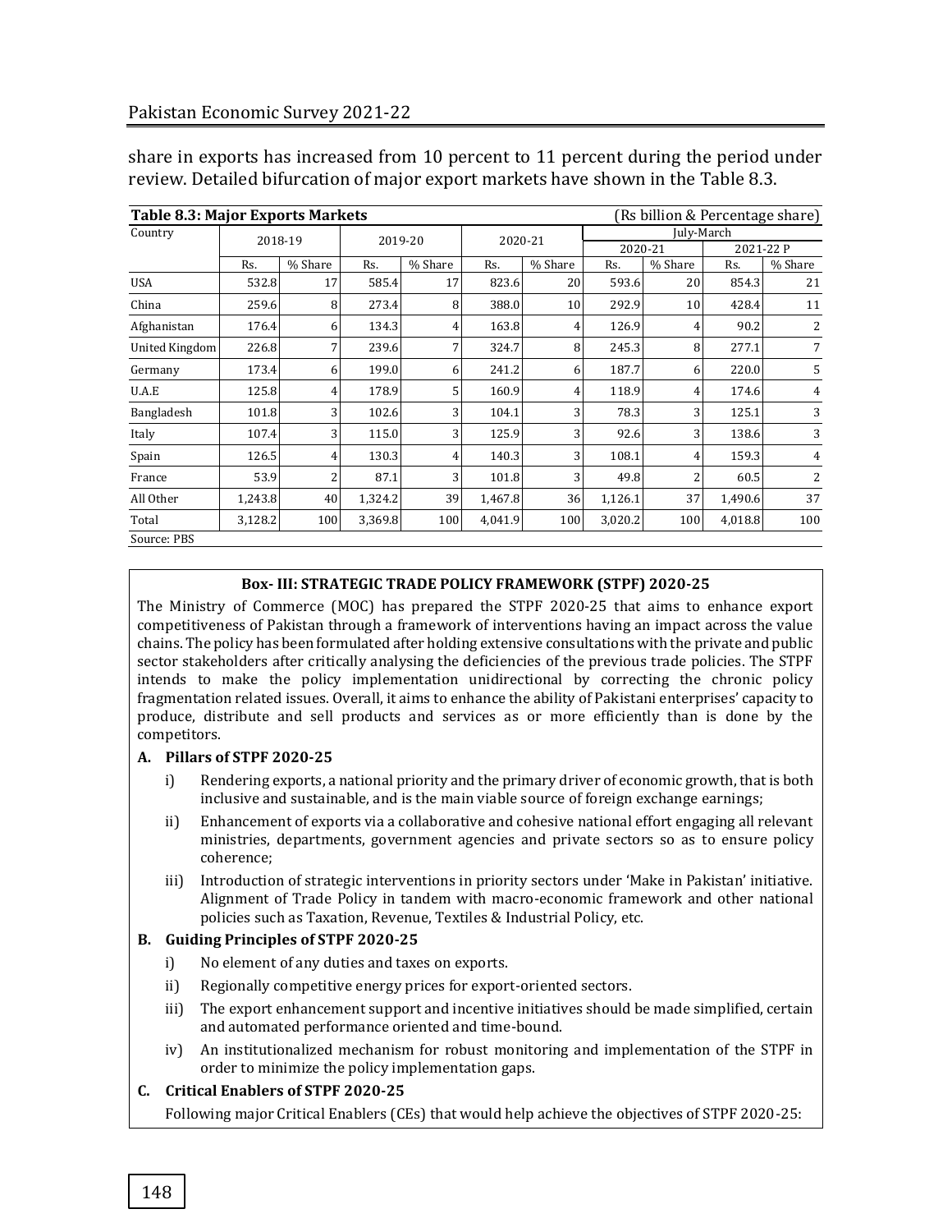share in exports has increased from 10 percent to 11 percent during the period under review. Detailed bifurcation of major export markets have shown in the Table 8.3.

**Table 8.3: Major Exports Markets** (Rs billion & Percentage share)

| Country | 2018-19 | | 2019-20 | | 2020-21 | | July-March | | | |
|---|---|---|---|---|---|---|---|---|---|---|
| | | | | | | | 2020-21 | | 2021-22 P | |
| | Rs. | % Share | Rs. | % Share | Rs. | % Share | Rs. | % Share | Rs. | % Share |
| USA | 532.8 | 17 | 585.4 | 17 | 823.6 | 20 | 593.6 | 20 | 854.3 | 21 |
| China | 259.6 | 8 | 273.4 | 8 | 388.0 | 10 | 292.9 | 10 | 428.4 | 11 |
| Afghanistan | 176.4 | 6 | 134.3 | 4 | 163.8 | 4 | 126.9 | 4 | 90.2 | 2 |
| United Kingdom | 226.8 | 7 | 239.6 | 7 | 324.7 | 8 | 245.3 | 8 | 277.1 | 7 |
| Germany | 173.4 | 6 | 199.0 | 6 | 241.2 | 6 | 187.7 | 6 | 220.0 | 5 |
| U.A.E | 125.8 | 4 | 178.9 | 5 | 160.9 | 4 | 118.9 | 4 | 174.6 | 4 |
| Bangladesh | 101.8 | 3 | 102.6 | 3 | 104.1 | 3 | 78.3 | 3 | 125.1 | 3 |
| Italy | 107.4 | 3 | 115.0 | 3 | 125.9 | 3 | 92.6 | 3 | 138.6 | 3 |
| Spain | 126.5 | 4 | 130.3 | 4 | 140.3 | 3 | 108.1 | 4 | 159.3 | 4 |
| France | 53.9 | 2 | 87.1 | 3 | 101.8 | 3 | 49.8 | 2 | 60.5 | 2 |
| All Other | 1,243.8 | 40 | 1,324.2 | 39 | 1,467.8 | 36 | 1,126.1 | 37 | 1,490.6 | 37 |
| Total | 3,128.2 | 100 | 3,369.8 | 100 | 4,041.9 | 100 | 3,020.2 | 100 | 4,018.8 | 100 |

Source: PBS

**Box- III: STRATEGIC TRADE POLICY FRAMEWORK (STPF) 2020-25**

The Ministry of Commerce (MOC) has prepared the STPF 2020-25 that aims to enhance export competitiveness of Pakistan through a framework of interventions having an impact across the value chains. The policy has been formulated after holding extensive consultations with the private and public sector stakeholders after critically analysing the deficiencies of the previous trade policies. The STPF intends to make the policy implementation unidirectional by correcting the chronic policy fragmentation related issues. Overall, it aims to enhance the ability of Pakistani enterprises' capacity to produce, distribute and sell products and services as or more efficiently than is done by the competitors.

**A. Pillars of STPF 2020-25**

i) Rendering exports, a national priority and the primary driver of economic growth, that is both inclusive and sustainable, and is the main viable source of foreign exchange earnings;

ii) Enhancement of exports via a collaborative and cohesive national effort engaging all relevant ministries, departments, government agencies and private sectors so as to ensure policy coherence;

iii) Introduction of strategic interventions in priority sectors under 'Make in Pakistan' initiative. Alignment of Trade Policy in tandem with macro-economic framework and other national policies such as Taxation, Revenue, Textiles & Industrial Policy, etc.

**B. Guiding Principles of STPF 2020-25**

i) No element of any duties and taxes on exports.

ii) Regionally competitive energy prices for export-oriented sectors.

iii) The export enhancement support and incentive initiatives should be made simplified, certain and automated performance oriented and time-bound.

iv) An institutionalized mechanism for robust monitoring and implementation of the STPF in order to minimize the policy implementation gaps.

**C. Critical Enablers of STPF 2020-25**

Following major Critical Enablers (CEs) that would help achieve the objectives of STPF 2020-25: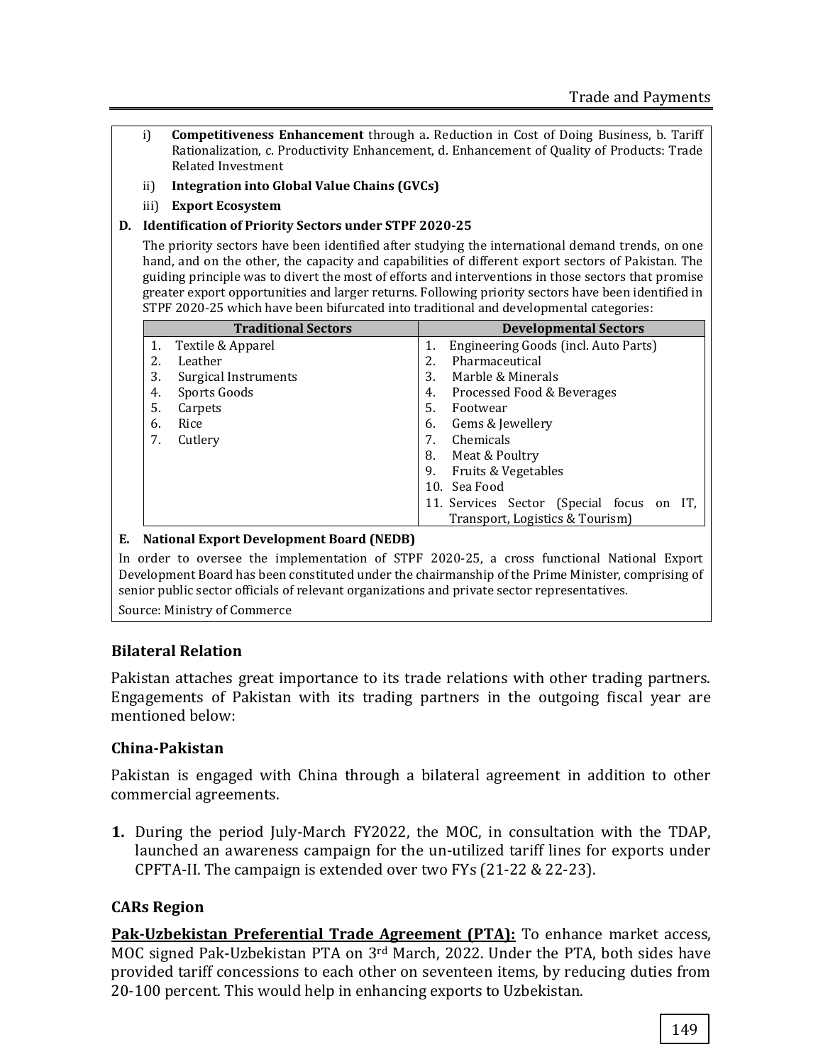i) **Competitiveness Enhancement** through a**.** Reduction in Cost of Doing Business, b. Tariff Rationalization, c. Productivity Enhancement, d. Enhancement of Quality of Products: Trade Related Investment

ii) **Integration into Global Value Chains (GVCs)**

iii) **Export Ecosystem**

**D. Identification of Priority Sectors under STPF 2020-25**

The priority sectors have been identified after studying the international demand trends, on one hand, and on the other, the capacity and capabilities of different export sectors of Pakistan. The guiding principle was to divert the most of efforts and interventions in those sectors that promise greater export opportunities and larger returns. Following priority sectors have been identified in STPF 2020-25 which have been bifurcated into traditional and developmental categories:

| Traditional Sectors | Developmental Sectors |
|---|---|
| 1. Textile & Apparel | 1. Engineering Goods (incl. Auto Parts) |
| 2. Leather | 2. Pharmaceutical |
| 3. Surgical Instruments | 3. Marble & Minerals |
| 4. Sports Goods | 4. Processed Food & Beverages |
| 5. Carpets | 5. Footwear |
| 6. Rice | 6. Gems & Jewellery |
| 7. Cutlery | 7. Chemicals |
| | 8. Meat & Poultry |
| | 9. Fruits & Vegetables |
| | 10. Sea Food |
| | 11. Services Sector (Special focus on IT, Transport, Logistics & Tourism) |

**E. National Export Development Board (NEDB)**

In order to oversee the implementation of STPF 2020-25, a cross functional National Export Development Board has been constituted under the chairmanship of the Prime Minister, comprising of senior public sector officials of relevant organizations and private sector representatives.

Source: Ministry of Commerce

## Bilateral Relation

Pakistan attaches great importance to its trade relations with other trading partners. Engagements of Pakistan with its trading partners in the outgoing fiscal year are mentioned below:

### China-Pakistan

Pakistan is engaged with China through a bilateral agreement in addition to other commercial agreements.

**1.** During the period July-March FY2022, the MOC, in consultation with the TDAP, launched an awareness campaign for the un-utilized tariff lines for exports under CPFTA-II. The campaign is extended over two FYs (21-22 & 22-23).

### CARs Region

**Pak-Uzbekistan Preferential Trade Agreement (PTA):** To enhance market access, MOC signed Pak-Uzbekistan PTA on 3rd March, 2022. Under the PTA, both sides have provided tariff concessions to each other on seventeen items, by reducing duties from 20-100 percent. This would help in enhancing exports to Uzbekistan.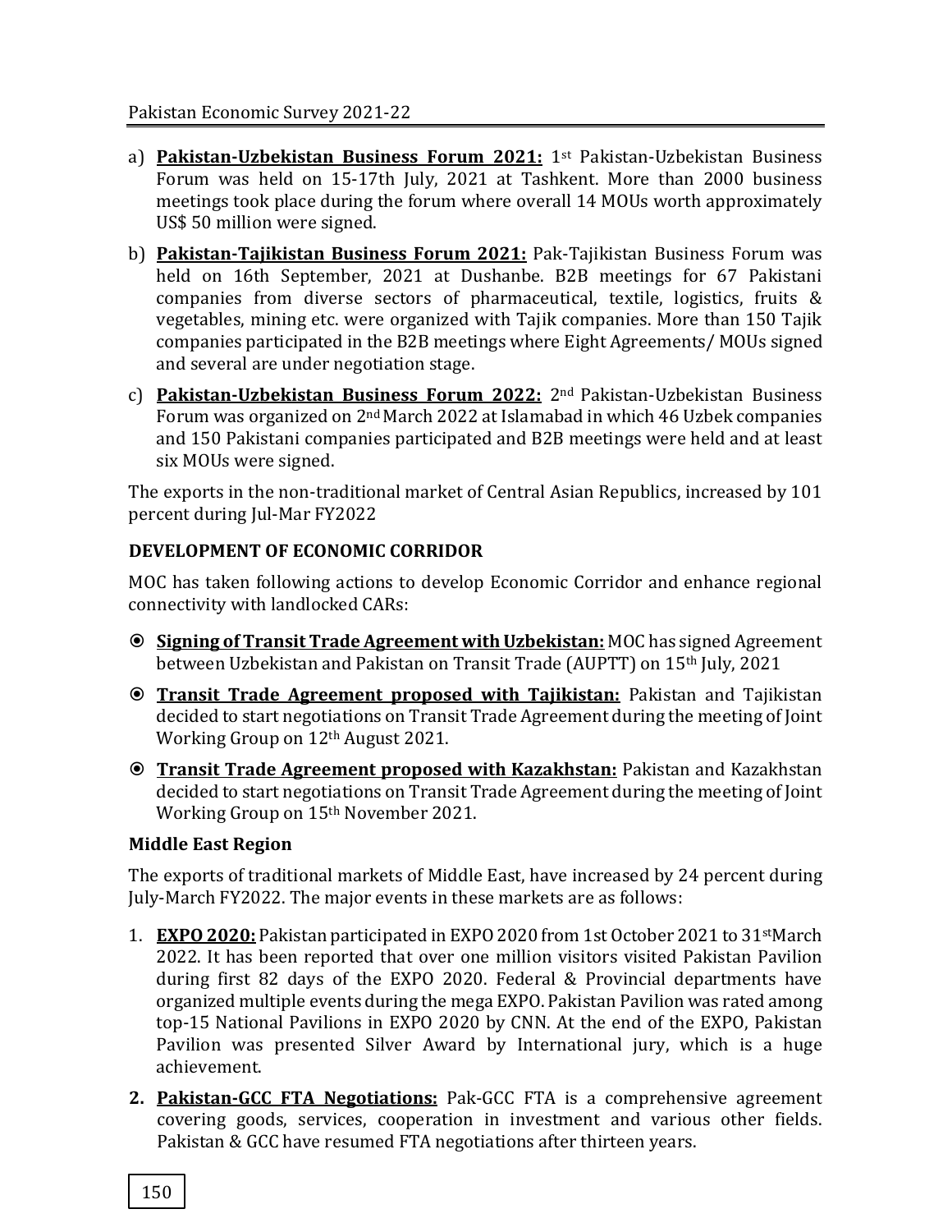a) **Pakistan-Uzbekistan Business Forum 2021:** 1st Pakistan-Uzbekistan Business Forum was held on 15-17th July, 2021 at Tashkent. More than 2000 business meetings took place during the forum where overall 14 MOUs worth approximately US$ 50 million were signed.

b) **Pakistan-Tajikistan Business Forum 2021:** Pak-Tajikistan Business Forum was held on 16th September, 2021 at Dushanbe. B2B meetings for 67 Pakistani companies from diverse sectors of pharmaceutical, textile, logistics, fruits & vegetables, mining etc. were organized with Tajik companies. More than 150 Tajik companies participated in the B2B meetings where Eight Agreements/ MOUs signed and several are under negotiation stage.

c) **Pakistan-Uzbekistan Business Forum 2022:** 2nd Pakistan-Uzbekistan Business Forum was organized on 2nd March 2022 at Islamabad in which 46 Uzbek companies and 150 Pakistani companies participated and B2B meetings were held and at least six MOUs were signed.

The exports in the non-traditional market of Central Asian Republics, increased by 101 percent during Jul-Mar FY2022

**DEVELOPMENT OF ECONOMIC CORRIDOR**

MOC has taken following actions to develop Economic Corridor and enhance regional connectivity with landlocked CARs:

- **Signing of Transit Trade Agreement with Uzbekistan:** MOC has signed Agreement between Uzbekistan and Pakistan on Transit Trade (AUPTT) on 15th July, 2021
- **Transit Trade Agreement proposed with Tajikistan:** Pakistan and Tajikistan decided to start negotiations on Transit Trade Agreement during the meeting of Joint Working Group on 12th August 2021.
- **Transit Trade Agreement proposed with Kazakhstan:** Pakistan and Kazakhstan decided to start negotiations on Transit Trade Agreement during the meeting of Joint Working Group on 15th November 2021.

**Middle East Region**

The exports of traditional markets of Middle East, have increased by 24 percent during July-March FY2022. The major events in these markets are as follows:

1. **EXPO 2020:** Pakistan participated in EXPO 2020 from 1st October 2021 to 31st March 2022. It has been reported that over one million visitors visited Pakistan Pavilion during first 82 days of the EXPO 2020. Federal & Provincial departments have organized multiple events during the mega EXPO. Pakistan Pavilion was rated among top-15 National Pavilions in EXPO 2020 by CNN. At the end of the EXPO, Pakistan Pavilion was presented Silver Award by International jury, which is a huge achievement.
2. **Pakistan-GCC FTA Negotiations:** Pak-GCC FTA is a comprehensive agreement covering goods, services, cooperation in investment and various other fields. Pakistan & GCC have resumed FTA negotiations after thirteen years.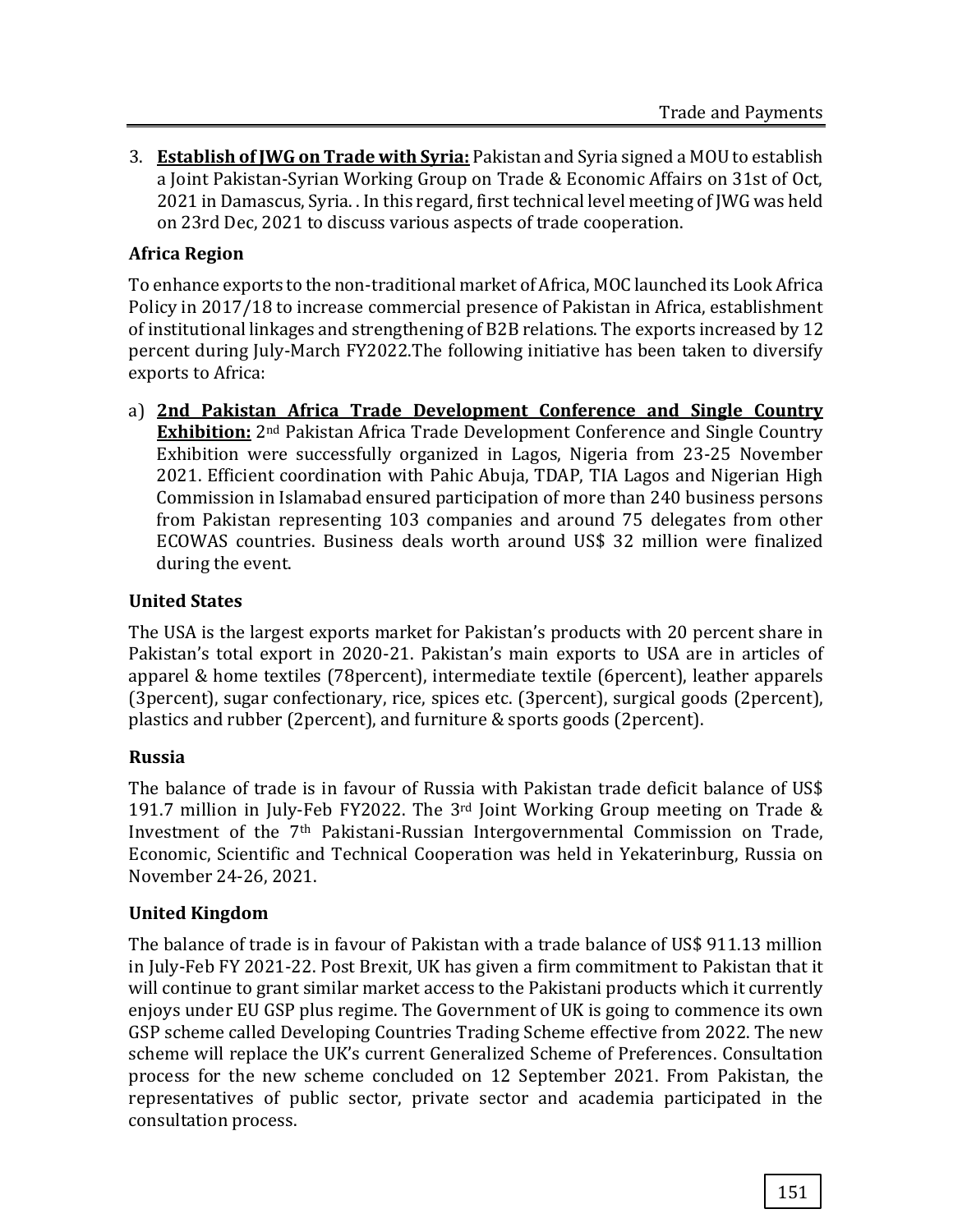3. **Establish of JWG on Trade with Syria:** Pakistan and Syria signed a MOU to establish a Joint Pakistan-Syrian Working Group on Trade & Economic Affairs on 31st of Oct, 2021 in Damascus, Syria. . In this regard, first technical level meeting of JWG was held on 23rd Dec, 2021 to discuss various aspects of trade cooperation.

**Africa Region**

To enhance exports to the non-traditional market of Africa, MOC launched its Look Africa Policy in 2017/18 to increase commercial presence of Pakistan in Africa, establishment of institutional linkages and strengthening of B2B relations. The exports increased by 12 percent during July-March FY2022.The following initiative has been taken to diversify exports to Africa:

a) **2nd Pakistan Africa Trade Development Conference and Single Country Exhibition:** 2nd Pakistan Africa Trade Development Conference and Single Country Exhibition were successfully organized in Lagos, Nigeria from 23-25 November 2021. Efficient coordination with Pahic Abuja, TDAP, TIA Lagos and Nigerian High Commission in Islamabad ensured participation of more than 240 business persons from Pakistan representing 103 companies and around 75 delegates from other ECOWAS countries. Business deals worth around US$ 32 million were finalized during the event.

**United States**

The USA is the largest exports market for Pakistan's products with 20 percent share in Pakistan's total export in 2020-21. Pakistan's main exports to USA are in articles of apparel & home textiles (78percent), intermediate textile (6percent), leather apparels (3percent), sugar confectionary, rice, spices etc. (3percent), surgical goods (2percent), plastics and rubber (2percent), and furniture & sports goods (2percent).

**Russia**

The balance of trade is in favour of Russia with Pakistan trade deficit balance of US$ 191.7 million in July-Feb FY2022. The 3rd Joint Working Group meeting on Trade & Investment of the 7th Pakistani-Russian Intergovernmental Commission on Trade, Economic, Scientific and Technical Cooperation was held in Yekaterinburg, Russia on November 24-26, 2021.

**United Kingdom**

The balance of trade is in favour of Pakistan with a trade balance of US$ 911.13 million in July-Feb FY 2021-22. Post Brexit, UK has given a firm commitment to Pakistan that it will continue to grant similar market access to the Pakistani products which it currently enjoys under EU GSP plus regime. The Government of UK is going to commence its own GSP scheme called Developing Countries Trading Scheme effective from 2022. The new scheme will replace the UK's current Generalized Scheme of Preferences. Consultation process for the new scheme concluded on 12 September 2021. From Pakistan, the representatives of public sector, private sector and academia participated in the consultation process.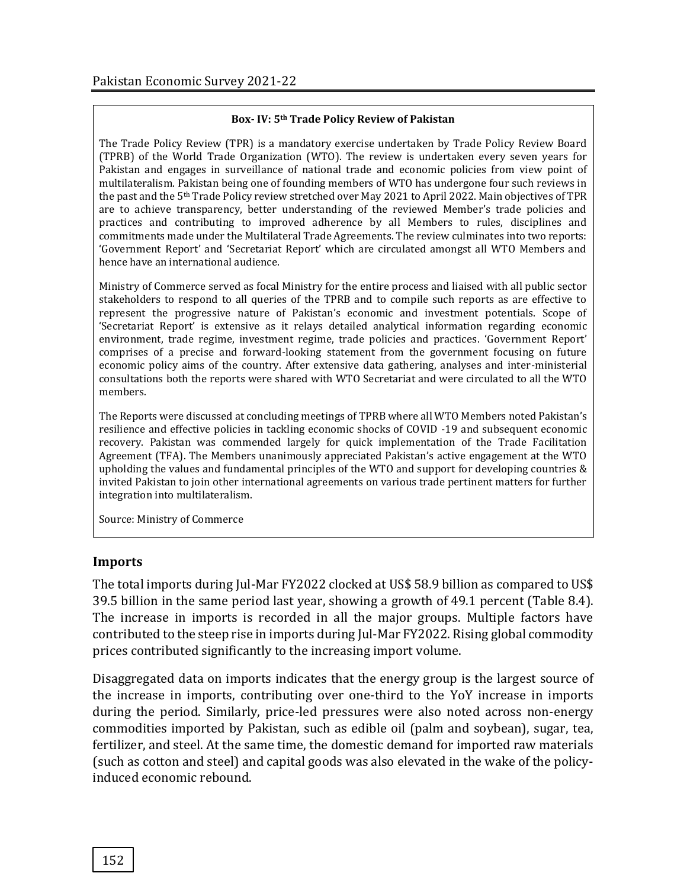**Box- IV: 5th Trade Policy Review of Pakistan**

The Trade Policy Review (TPR) is a mandatory exercise undertaken by Trade Policy Review Board (TPRB) of the World Trade Organization (WTO). The review is undertaken every seven years for Pakistan and engages in surveillance of national trade and economic policies from view point of multilateralism. Pakistan being one of founding members of WTO has undergone four such reviews in the past and the 5th Trade Policy review stretched over May 2021 to April 2022. Main objectives of TPR are to achieve transparency, better understanding of the reviewed Member's trade policies and practices and contributing to improved adherence by all Members to rules, disciplines and commitments made under the Multilateral Trade Agreements. The review culminates into two reports: 'Government Report' and 'Secretariat Report' which are circulated amongst all WTO Members and hence have an international audience.

Ministry of Commerce served as focal Ministry for the entire process and liaised with all public sector stakeholders to respond to all queries of the TPRB and to compile such reports as are effective to represent the progressive nature of Pakistan's economic and investment potentials. Scope of 'Secretariat Report' is extensive as it relays detailed analytical information regarding economic environment, trade regime, investment regime, trade policies and practices. 'Government Report' comprises of a precise and forward-looking statement from the government focusing on future economic policy aims of the country. After extensive data gathering, analyses and inter-ministerial consultations both the reports were shared with WTO Secretariat and were circulated to all the WTO members.

The Reports were discussed at concluding meetings of TPRB where all WTO Members noted Pakistan's resilience and effective policies in tackling economic shocks of COVID -19 and subsequent economic recovery. Pakistan was commended largely for quick implementation of the Trade Facilitation Agreement (TFA). The Members unanimously appreciated Pakistan's active engagement at the WTO upholding the values and fundamental principles of the WTO and support for developing countries & invited Pakistan to join other international agreements on various trade pertinent matters for further integration into multilateralism.

Source: Ministry of Commerce

## Imports

The total imports during Jul-Mar FY2022 clocked at US$ 58.9 billion as compared to US$ 39.5 billion in the same period last year, showing a growth of 49.1 percent (Table 8.4). The increase in imports is recorded in all the major groups. Multiple factors have contributed to the steep rise in imports during Jul-Mar FY2022. Rising global commodity prices contributed significantly to the increasing import volume.

Disaggregated data on imports indicates that the energy group is the largest source of the increase in imports, contributing over one-third to the YoY increase in imports during the period. Similarly, price-led pressures were also noted across non-energy commodities imported by Pakistan, such as edible oil (palm and soybean), sugar, tea, fertilizer, and steel. At the same time, the domestic demand for imported raw materials (such as cotton and steel) and capital goods was also elevated in the wake of the policy-induced economic rebound.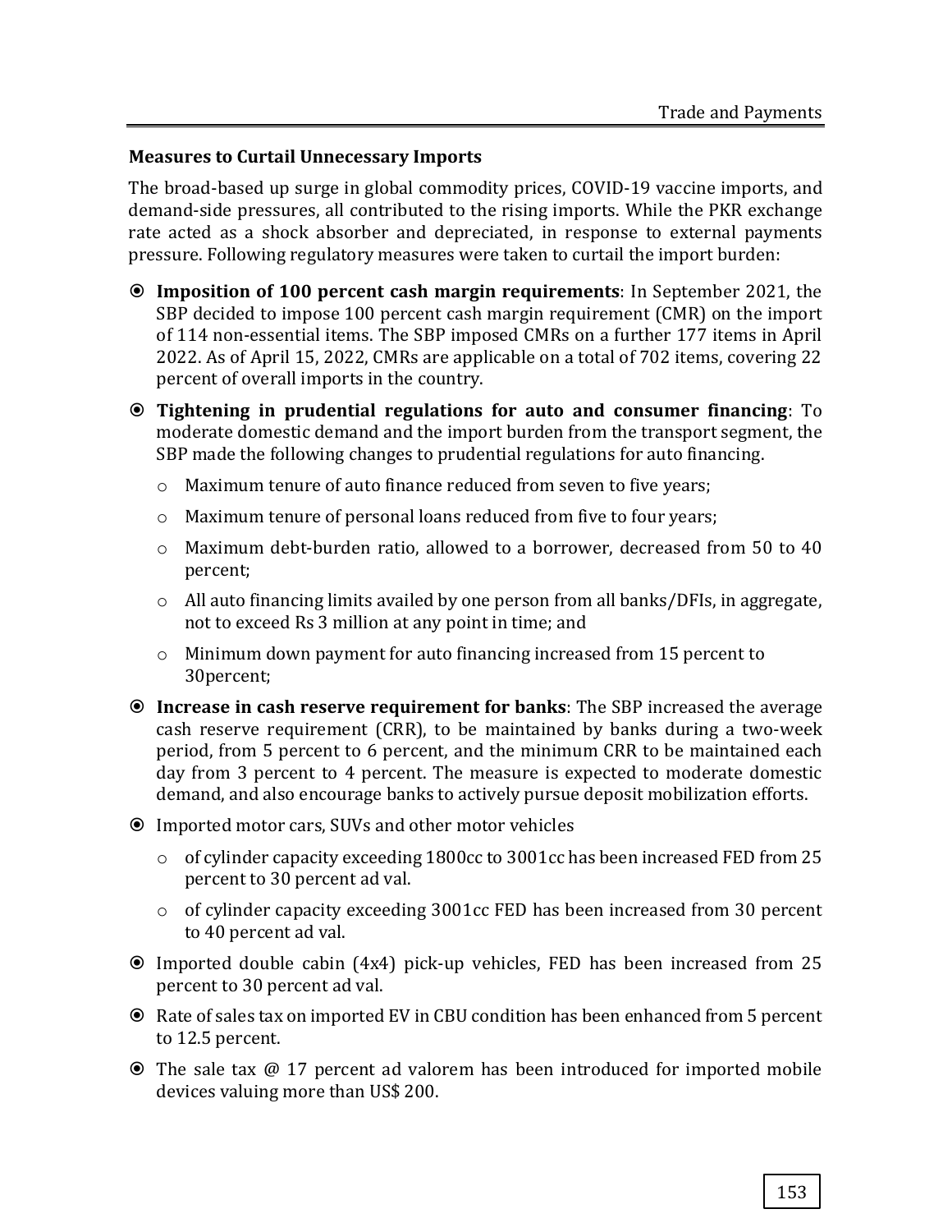**Measures to Curtail Unnecessary Imports**

The broad-based up surge in global commodity prices, COVID-19 vaccine imports, and demand-side pressures, all contributed to the rising imports. While the PKR exchange rate acted as a shock absorber and depreciated, in response to external payments pressure. Following regulatory measures were taken to curtail the import burden:

- **Imposition of 100 percent cash margin requirements**: In September 2021, the SBP decided to impose 100 percent cash margin requirement (CMR) on the import of 114 non-essential items. The SBP imposed CMRs on a further 177 items in April 2022. As of April 15, 2022, CMRs are applicable on a total of 702 items, covering 22 percent of overall imports in the country.
- **Tightening in prudential regulations for auto and consumer financing**: To moderate domestic demand and the import burden from the transport segment, the SBP made the following changes to prudential regulations for auto financing.
  - Maximum tenure of auto finance reduced from seven to five years;
  - Maximum tenure of personal loans reduced from five to four years;
  - Maximum debt-burden ratio, allowed to a borrower, decreased from 50 to 40 percent;
  - All auto financing limits availed by one person from all banks/DFIs, in aggregate, not to exceed Rs 3 million at any point in time; and
  - Minimum down payment for auto financing increased from 15 percent to 30percent;
- **Increase in cash reserve requirement for banks**: The SBP increased the average cash reserve requirement (CRR), to be maintained by banks during a two-week period, from 5 percent to 6 percent, and the minimum CRR to be maintained each day from 3 percent to 4 percent. The measure is expected to moderate domestic demand, and also encourage banks to actively pursue deposit mobilization efforts.
- Imported motor cars, SUVs and other motor vehicles
  - of cylinder capacity exceeding 1800cc to 3001cc has been increased FED from 25 percent to 30 percent ad val.
  - of cylinder capacity exceeding 3001cc FED has been increased from 30 percent to 40 percent ad val.
- Imported double cabin (4x4) pick-up vehicles, FED has been increased from 25 percent to 30 percent ad val.
- Rate of sales tax on imported EV in CBU condition has been enhanced from 5 percent to 12.5 percent.
- The sale tax @ 17 percent ad valorem has been introduced for imported mobile devices valuing more than US$ 200.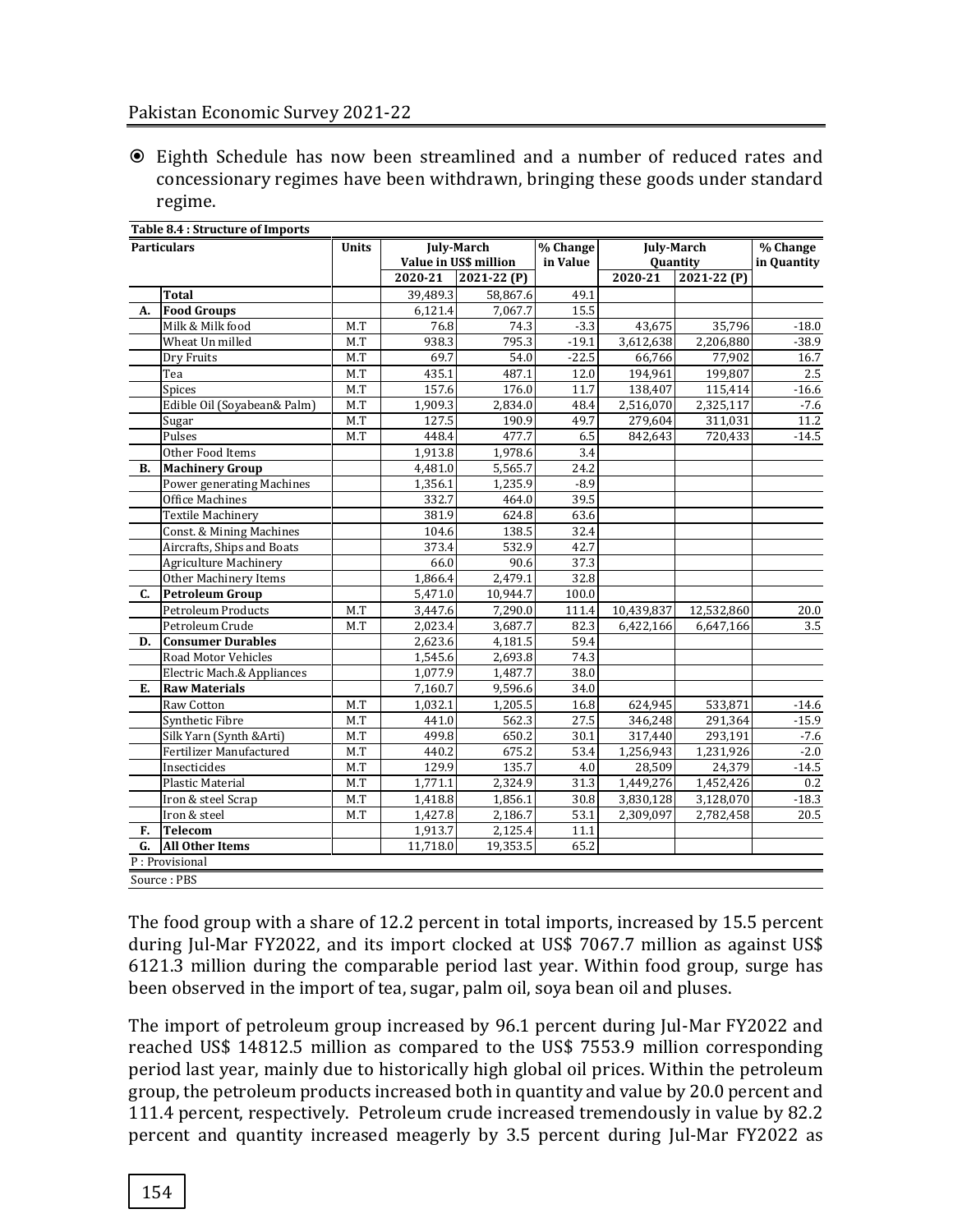⦿ Eighth Schedule has now been streamlined and a number of reduced rates and concessionary regimes have been withdrawn, bringing these goods under standard regime.

**Table 8.4 : Structure of Imports**

| | Particulars | Units | July-March Value in US$ million | | % Change in Value | July-March Quantity | | % Change in Quantity |
|---|---|---|---|---|---|---|---|---|
| | | | 2020-21 | 2021-22 (P) | | 2020-21 | 2021-22 (P) | |
| | **Total** | | 39,489.3 | 58,867.6 | 49.1 | | | |
| **A.** | **Food Groups** | | 6,121.4 | 7,067.7 | 15.5 | | | |
| | Milk & Milk food | M.T | 76.8 | 74.3 | -3.3 | 43,675 | 35,796 | -18.0 |
| | Wheat Un milled | M.T | 938.3 | 795.3 | -19.1 | 3,612,638 | 2,206,880 | -38.9 |
| | Dry Fruits | M.T | 69.7 | 54.0 | -22.5 | 66,766 | 77,902 | 16.7 |
| | Tea | M.T | 435.1 | 487.1 | 12.0 | 194,961 | 199,807 | 2.5 |
| | Spices | M.T | 157.6 | 176.0 | 11.7 | 138,407 | 115,414 | -16.6 |
| | Edible Oil (Soyabean& Palm) | M.T | 1,909.3 | 2,834.0 | 48.4 | 2,516,070 | 2,325,117 | -7.6 |
| | Sugar | M.T | 127.5 | 190.9 | 49.7 | 279,604 | 311,031 | 11.2 |
| | Pulses | M.T | 448.4 | 477.7 | 6.5 | 842,643 | 720,433 | -14.5 |
| | Other Food Items | | 1,913.8 | 1,978.6 | 3.4 | | | |
| **B.** | **Machinery Group** | | 4,481.0 | 5,565.7 | 24.2 | | | |
| | Power generating Machines | | 1,356.1 | 1,235.9 | -8.9 | | | |
| | Office Machines | | 332.7 | 464.0 | 39.5 | | | |
| | Textile Machinery | | 381.9 | 624.8 | 63.6 | | | |
| | Const. & Mining Machines | | 104.6 | 138.5 | 32.4 | | | |
| | Aircrafts, Ships and Boats | | 373.4 | 532.9 | 42.7 | | | |
| | Agriculture Machinery | | 66.0 | 90.6 | 37.3 | | | |
| | Other Machinery Items | | 1,866.4 | 2,479.1 | 32.8 | | | |
| **C.** | **Petroleum Group** | | 5,471.0 | 10,944.7 | 100.0 | | | |
| | Petroleum Products | M.T | 3,447.6 | 7,290.0 | 111.4 | 10,439,837 | 12,532,860 | 20.0 |
| | Petroleum Crude | M.T | 2,023.4 | 3,687.7 | 82.3 | 6,422,166 | 6,647,166 | 3.5 |
| **D.** | **Consumer Durables** | | 2,623.6 | 4,181.5 | 59.4 | | | |
| | Road Motor Vehicles | | 1,545.6 | 2,693.8 | 74.3 | | | |
| | Electric Mach.& Appliances | | 1,077.9 | 1,487.7 | 38.0 | | | |
| **E.** | **Raw Materials** | | 7,160.7 | 9,596.6 | 34.0 | | | |
| | Raw Cotton | M.T | 1,032.1 | 1,205.5 | 16.8 | 624,945 | 533,871 | -14.6 |
| | Synthetic Fibre | M.T | 441.0 | 562.3 | 27.5 | 346,248 | 291,364 | -15.9 |
| | Silk Yarn (Synth &Arti) | M.T | 499.8 | 650.2 | 30.1 | 317,440 | 293,191 | -7.6 |
| | Fertilizer Manufactured | M.T | 440.2 | 675.2 | 53.4 | 1,256,943 | 1,231,926 | -2.0 |
| | Insecticides | M.T | 129.9 | 135.7 | 4.0 | 28,509 | 24,379 | -14.5 |
| | Plastic Material | M.T | 1,771.1 | 2,324.9 | 31.3 | 1,449,276 | 1,452,426 | 0.2 |
| | Iron & steel Scrap | M.T | 1,418.8 | 1,856.1 | 30.8 | 3,830,128 | 3,128,070 | -18.3 |
| | Iron & steel | M.T | 1,427.8 | 2,186.7 | 53.1 | 2,309,097 | 2,782,458 | 20.5 |
| **F.** | **Telecom** | | 1,913.7 | 2,125.4 | 11.1 | | | |
| **G.** | **All Other Items** | | 11,718.0 | 19,353.5 | 65.2 | | | |

P : Provisional

Source : PBS

The food group with a share of 12.2 percent in total imports, increased by 15.5 percent during Jul-Mar FY2022, and its import clocked at US$ 7067.7 million as against US$ 6121.3 million during the comparable period last year. Within food group, surge has been observed in the import of tea, sugar, palm oil, soya bean oil and pluses.

The import of petroleum group increased by 96.1 percent during Jul-Mar FY2022 and reached US$ 14812.5 million as compared to the US$ 7553.9 million corresponding period last year, mainly due to historically high global oil prices. Within the petroleum group, the petroleum products increased both in quantity and value by 20.0 percent and 111.4 percent, respectively. Petroleum crude increased tremendously in value by 82.2 percent and quantity increased meagerly by 3.5 percent during Jul-Mar FY2022 as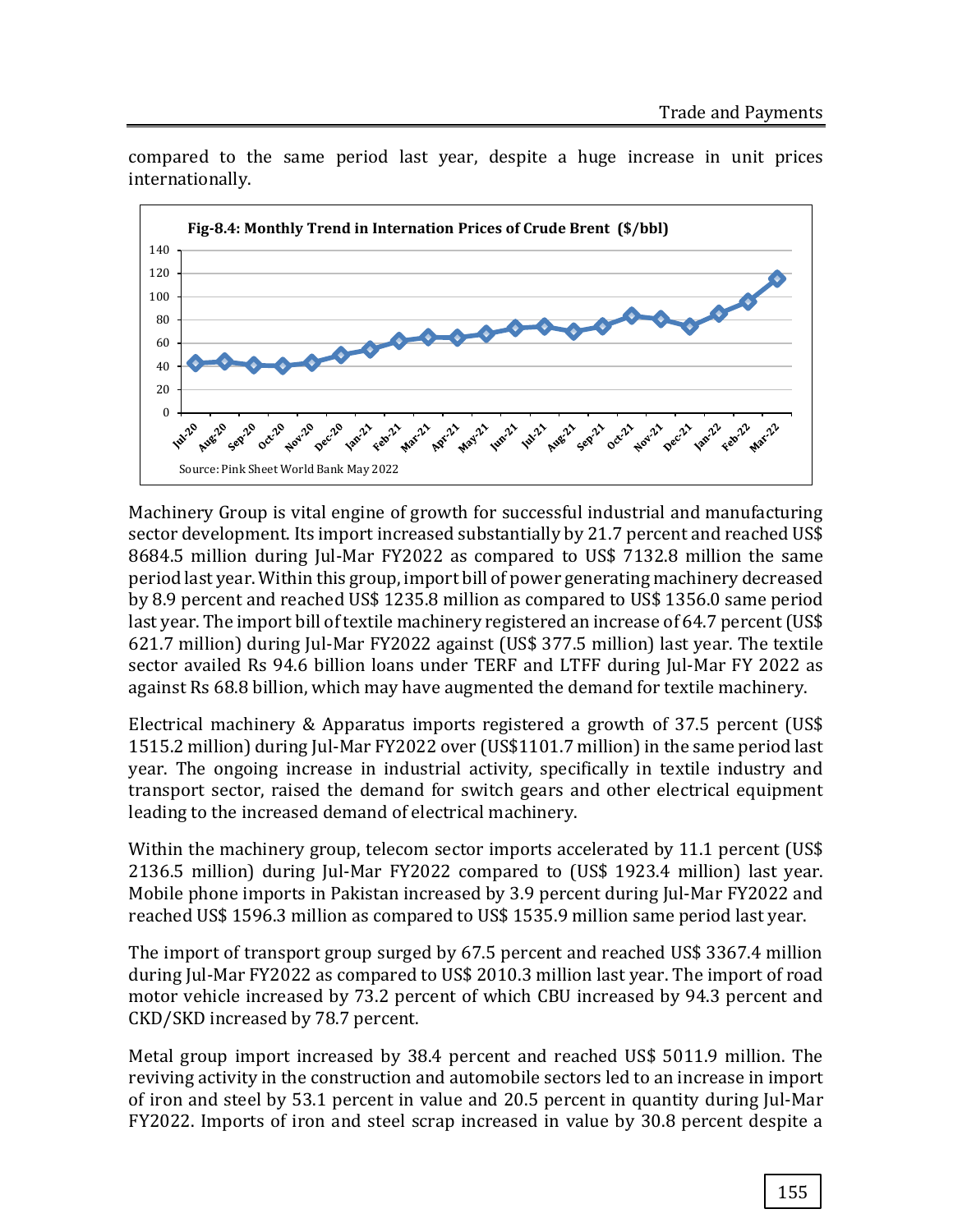compared to the same period last year, despite a huge increase in unit prices internationally.

**Fig-8.4: Monthly Trend in Internation Prices of Crude Brent ($/bbl)**

Source: Pink Sheet World Bank May 2022

Machinery Group is vital engine of growth for successful industrial and manufacturing sector development. Its import increased substantially by 21.7 percent and reached US$ 8684.5 million during Jul-Mar FY2022 as compared to US$ 7132.8 million the same period last year. Within this group, import bill of power generating machinery decreased by 8.9 percent and reached US$ 1235.8 million as compared to US$ 1356.0 same period last year. The import bill of textile machinery registered an increase of 64.7 percent (US$ 621.7 million) during Jul-Mar FY2022 against (US$ 377.5 million) last year. The textile sector availed Rs 94.6 billion loans under TERF and LTFF during Jul-Mar FY 2022 as against Rs 68.8 billion, which may have augmented the demand for textile machinery.

Electrical machinery & Apparatus imports registered a growth of 37.5 percent (US$ 1515.2 million) during Jul-Mar FY2022 over (US$1101.7 million) in the same period last year. The ongoing increase in industrial activity, specifically in textile industry and transport sector, raised the demand for switch gears and other electrical equipment leading to the increased demand of electrical machinery.

Within the machinery group, telecom sector imports accelerated by 11.1 percent (US$ 2136.5 million) during Jul-Mar FY2022 compared to (US$ 1923.4 million) last year. Mobile phone imports in Pakistan increased by 3.9 percent during Jul-Mar FY2022 and reached US$ 1596.3 million as compared to US$ 1535.9 million same period last year.

The import of transport group surged by 67.5 percent and reached US$ 3367.4 million during Jul-Mar FY2022 as compared to US$ 2010.3 million last year. The import of road motor vehicle increased by 73.2 percent of which CBU increased by 94.3 percent and CKD/SKD increased by 78.7 percent.

Metal group import increased by 38.4 percent and reached US$ 5011.9 million. The reviving activity in the construction and automobile sectors led to an increase in import of iron and steel by 53.1 percent in value and 20.5 percent in quantity during Jul-Mar FY2022. Imports of iron and steel scrap increased in value by 30.8 percent despite a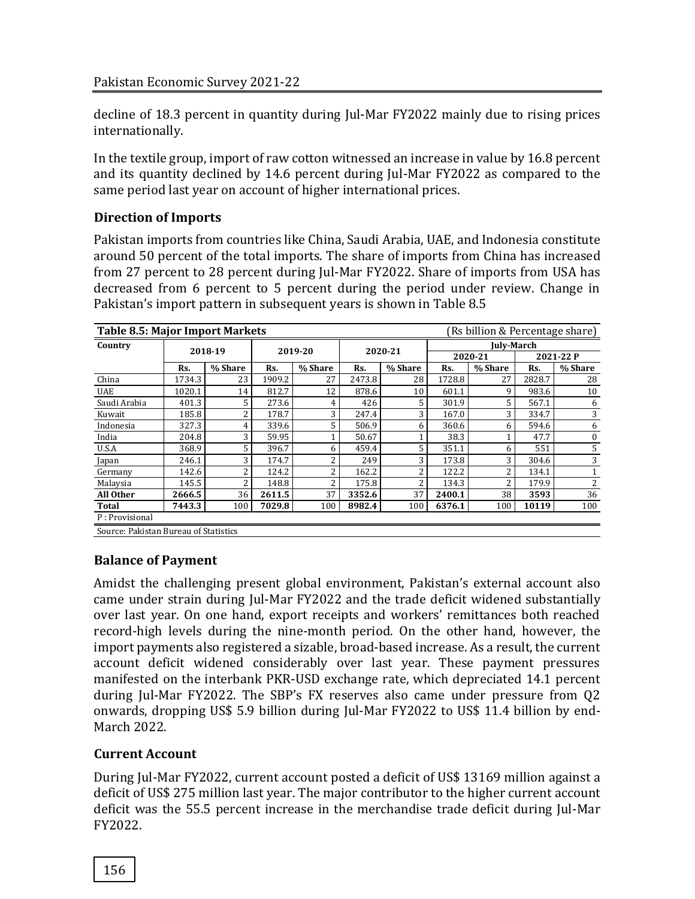decline of 18.3 percent in quantity during Jul-Mar FY2022 mainly due to rising prices internationally.

In the textile group, import of raw cotton witnessed an increase in value by 16.8 percent and its quantity declined by 14.6 percent during Jul-Mar FY2022 as compared to the same period last year on account of higher international prices.

### Direction of Imports

Pakistan imports from countries like China, Saudi Arabia, UAE, and Indonesia constitute around 50 percent of the total imports. The share of imports from China has increased from 27 percent to 28 percent during Jul-Mar FY2022. Share of imports from USA has decreased from 6 percent to 5 percent during the period under review. Change in Pakistan's import pattern in subsequent years is shown in Table 8.5

**Table 8.5: Major Import Markets** (Rs billion & Percentage share)

| Country | 2018-19 | | 2019-20 | | 2020-21 | | July-March | | | |
|---|---|---|---|---|---|---|---|---|---|---|
| | | | | | | | 2020-21 | | 2021-22 P | |
| | Rs. | % Share | Rs. | % Share | Rs. | % Share | Rs. | % Share | Rs. | % Share |
| China | 1734.3 | 23 | 1909.2 | 27 | 2473.8 | 28 | 1728.8 | 27 | 2828.7 | 28 |
| UAE | 1020.1 | 14 | 812.7 | 12 | 878.6 | 10 | 601.1 | 9 | 983.6 | 10 |
| Saudi Arabia | 401.3 | 5 | 273.6 | 4 | 426 | 5 | 301.9 | 5 | 567.1 | 6 |
| Kuwait | 185.8 | 2 | 178.7 | 3 | 247.4 | 3 | 167.0 | 3 | 334.7 | 3 |
| Indonesia | 327.3 | 4 | 339.6 | 5 | 506.9 | 6 | 360.6 | 6 | 594.6 | 6 |
| India | 204.8 | 3 | 59.95 | 1 | 50.67 | 1 | 38.3 | 1 | 47.7 | 0 |
| U.S.A | 368.9 | 5 | 396.7 | 6 | 459.4 | 5 | 351.1 | 6 | 551 | 5 |
| Japan | 246.1 | 3 | 174.7 | 2 | 249 | 3 | 173.8 | 3 | 304.6 | 3 |
| Germany | 142.6 | 2 | 124.2 | 2 | 162.2 | 2 | 122.2 | 2 | 134.1 | 1 |
| Malaysia | 145.5 | 2 | 148.8 | 2 | 175.8 | 2 | 134.3 | 2 | 179.9 | 2 |
| **All Other** | **2666.5** | 36 | **2611.5** | 37 | **3352.6** | 37 | **2400.1** | 38 | **3593** | 36 |
| **Total** | **7443.3** | 100 | **7029.8** | 100 | **8982.4** | 100 | **6376.1** | 100 | **10119** | 100 |

P : Provisional

Source: Pakistan Bureau of Statistics

### Balance of Payment

Amidst the challenging present global environment, Pakistan's external account also came under strain during Jul-Mar FY2022 and the trade deficit widened substantially over last year. On one hand, export receipts and workers' remittances both reached record-high levels during the nine-month period. On the other hand, however, the import payments also registered a sizable, broad-based increase. As a result, the current account deficit widened considerably over last year. These payment pressures manifested on the interbank PKR-USD exchange rate, which depreciated 14.1 percent during Jul-Mar FY2022. The SBP's FX reserves also came under pressure from Q2 onwards, dropping US$ 5.9 billion during Jul-Mar FY2022 to US$ 11.4 billion by end-March 2022.

### Current Account

During Jul-Mar FY2022, current account posted a deficit of US$ 13169 million against a deficit of US$ 275 million last year. The major contributor to the higher current account deficit was the 55.5 percent increase in the merchandise trade deficit during Jul-Mar FY2022.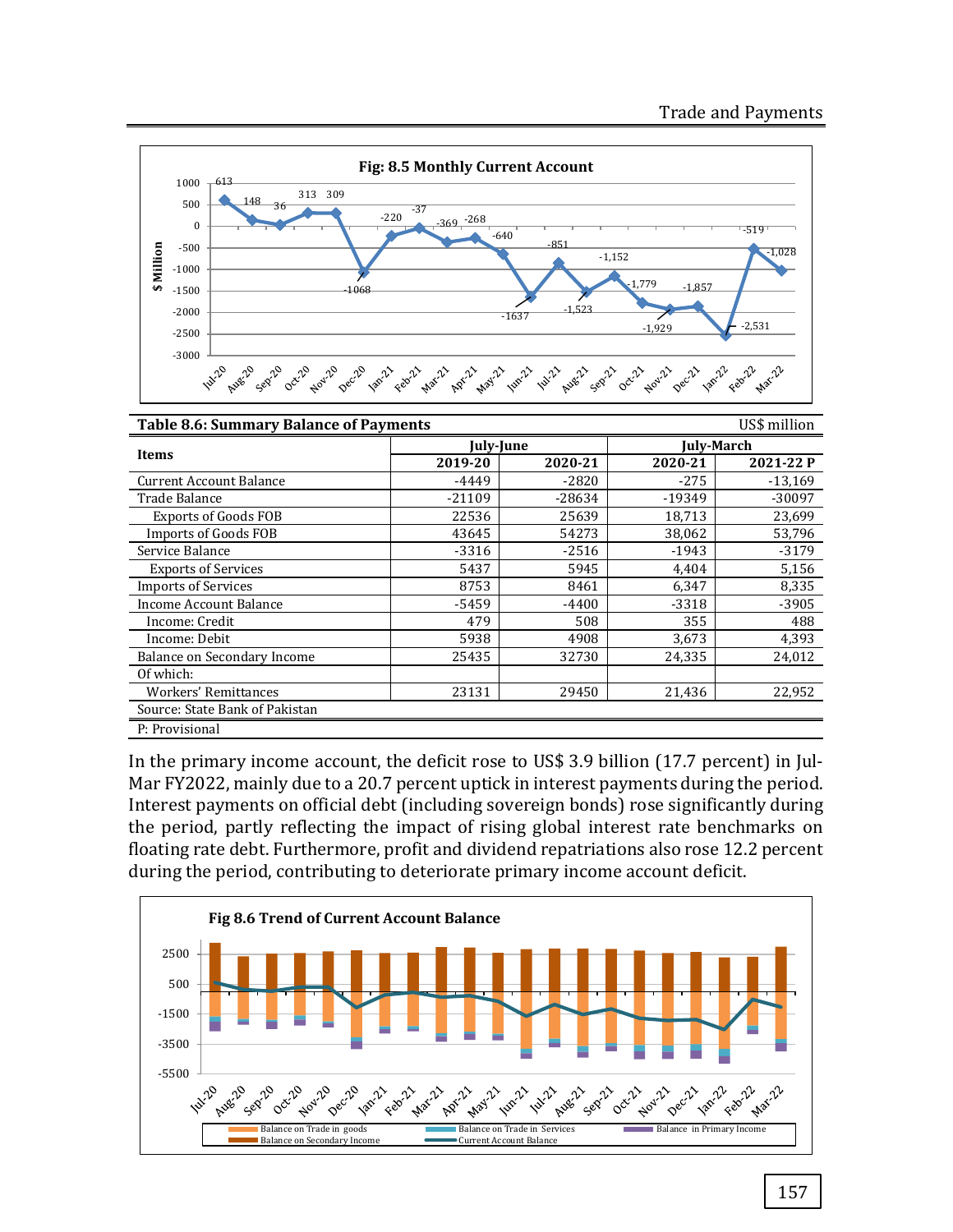**Fig: 8.5 Monthly Current Account**

| Month | $ Million |
|---|---|
| Jul-20 | 613 |
| Aug-20 | 148 |
| Sep-20 | 36 |
| Oct-20 | 313 |
| Nov-20 | 309 |
| Dec-20 | -1068 |
| Jan-21 | -220 |
| Feb-21 | -37 |
| Mar-21 | -369 |
| Apr-21 | -268 |
| May-21 | -640 |
| Jun-21 | -1637 |
| Jul-21 | -851 |
| Aug-21 | -1,523 |
| Sep-21 | -1,152 |
| Oct-21 | -1,779 |
| Nov-21 | -1,929 |
| Dec-21 | -1,857 |
| Jan-22 | -2,531 |
| Feb-22 | -519 |
| Mar-22 | -1,028 |

**Table 8.6: Summary Balance of Payments** US$ million

| Items | July-June | | July-March | |
|---|---|---|---|---|
| | 2019-20 | 2020-21 | 2020-21 | 2021-22 P |
| Current Account Balance | -4449 | -2820 | -275 | -13,169 |
| Trade Balance | -21109 | -28634 | -19349 | -30097 |
| Exports of Goods FOB | 22536 | 25639 | 18,713 | 23,699 |
| Imports of Goods FOB | 43645 | 54273 | 38,062 | 53,796 |
| Service Balance | -3316 | -2516 | -1943 | -3179 |
| Exports of Services | 5437 | 5945 | 4,404 | 5,156 |
| Imports of Services | 8753 | 8461 | 6,347 | 8,335 |
| Income Account Balance | -5459 | -4400 | -3318 | -3905 |
| Income: Credit | 479 | 508 | 355 | 488 |
| Income: Debit | 5938 | 4908 | 3,673 | 4,393 |
| Balance on Secondary Income | 25435 | 32730 | 24,335 | 24,012 |
| Of which: | | | | |
| Workers' Remittances | 23131 | 29450 | 21,436 | 22,952 |

Source: State Bank of Pakistan

P: Provisional

In the primary income account, the deficit rose to US$ 3.9 billion (17.7 percent) in Jul-Mar FY2022, mainly due to a 20.7 percent uptick in interest payments during the period. Interest payments on official debt (including sovereign bonds) rose significantly during the period, partly reflecting the impact of rising global interest rate benchmarks on floating rate debt. Furthermore, profit and dividend repatriations also rose 12.2 percent during the period, contributing to deteriorate primary income account deficit.

**Fig 8.6 Trend of Current Account Balance**

Legend: Balance on Trade in goods; Balance on Trade in Services; Balance in Primary Income; Balance on Secondary Income; Current Account Balance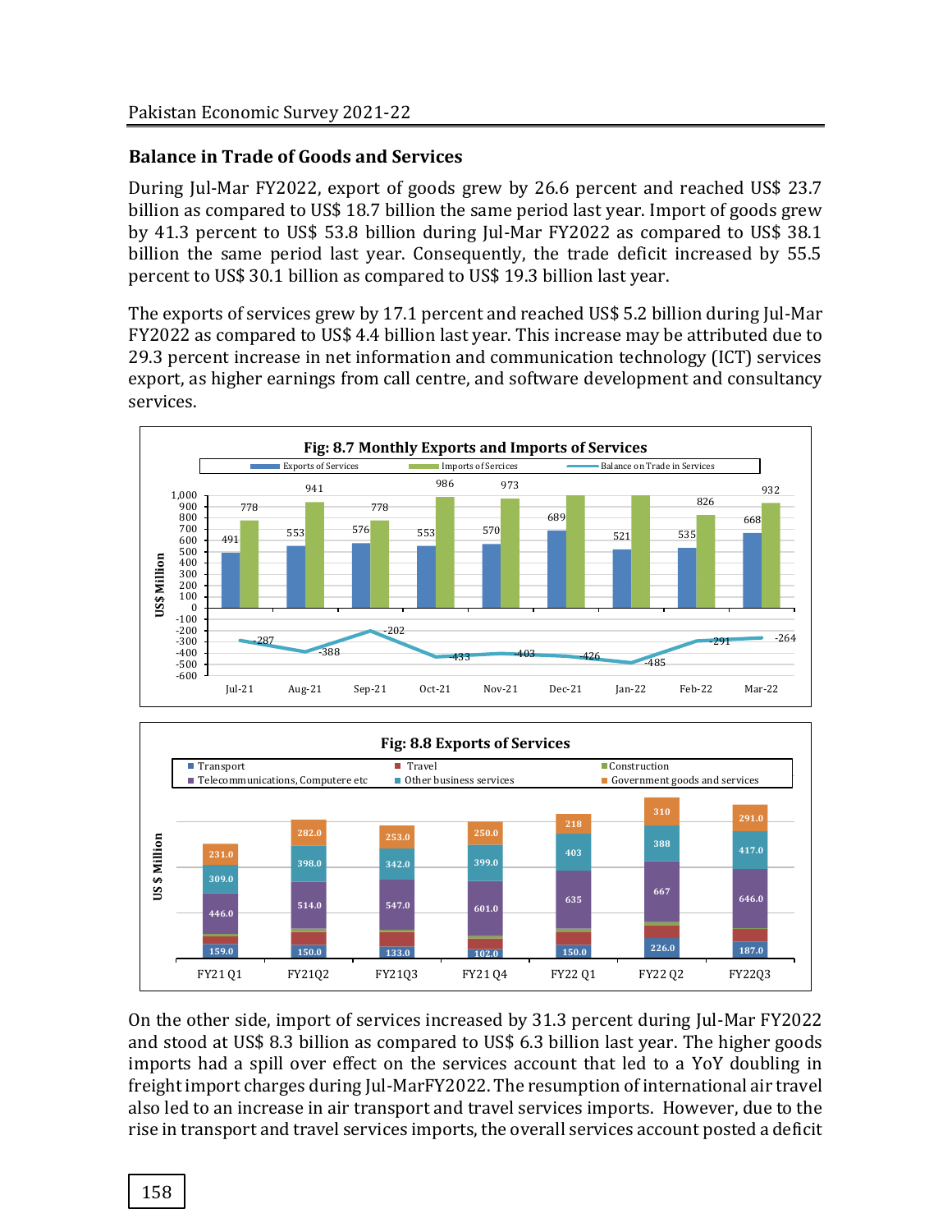## Balance in Trade of Goods and Services

During Jul-Mar FY2022, export of goods grew by 26.6 percent and reached US$ 23.7 billion as compared to US$ 18.7 billion the same period last year. Import of goods grew by 41.3 percent to US$ 53.8 billion during Jul-Mar FY2022 as compared to US$ 38.1 billion the same period last year. Consequently, the trade deficit increased by 55.5 percent to US$ 30.1 billion as compared to US$ 19.3 billion last year.

The exports of services grew by 17.1 percent and reached US$ 5.2 billion during Jul-Mar FY2022 as compared to US$ 4.4 billion last year. This increase may be attributed due to 29.3 percent increase in net information and communication technology (ICT) services export, as higher earnings from call centre, and software development and consultancy services.

**Fig: 8.7 Monthly Exports and Imports of Services**

| | Jul-21 | Aug-21 | Sep-21 | Oct-21 | Nov-21 | Dec-21 | Jan-22 | Feb-22 | Mar-22 |
|---|---|---|---|---|---|---|---|---|---|
| Exports of Services | 491 | 553 | 576 | 553 | 570 | 689 | 521 | 535 | 668 |
| Imports of Sercices | 778 | 941 | 778 | 986 | 973 | | | 826 | 932 |
| Balance on Trade in Services | -287 | -388 | -202 | -433 | -403 | -426 | -485 | -291 | -264 |

**Fig: 8.8 Exports of Services**

| | FY21 Q1 | FY21Q2 | FY21Q3 | FY21 Q4 | FY22 Q1 | FY22 Q2 | FY22Q3 |
|---|---|---|---|---|---|---|---|
| Transport | 159.0 | 150.0 | 133.0 | 102.0 | 150.0 | 226.0 | 187.0 |
| Telecommunications, Computere etc | 446.0 | 514.0 | 547.0 | 601.0 | 635 | 667 | 646.0 |
| Other business services | 309.0 | 398.0 | 342.0 | 399.0 | 403 | 388 | 417.0 |
| Government goods and services | 231.0 | 282.0 | 253.0 | 250.0 | 218 | 310 | 291.0 |

On the other side, import of services increased by 31.3 percent during Jul-Mar FY2022 and stood at US$ 8.3 billion as compared to US$ 6.3 billion last year. The higher goods imports had a spill over effect on the services account that led to a YoY doubling in freight import charges during Jul-MarFY2022. The resumption of international air travel also led to an increase in air transport and travel services imports. However, due to the rise in transport and travel services imports, the overall services account posted a deficit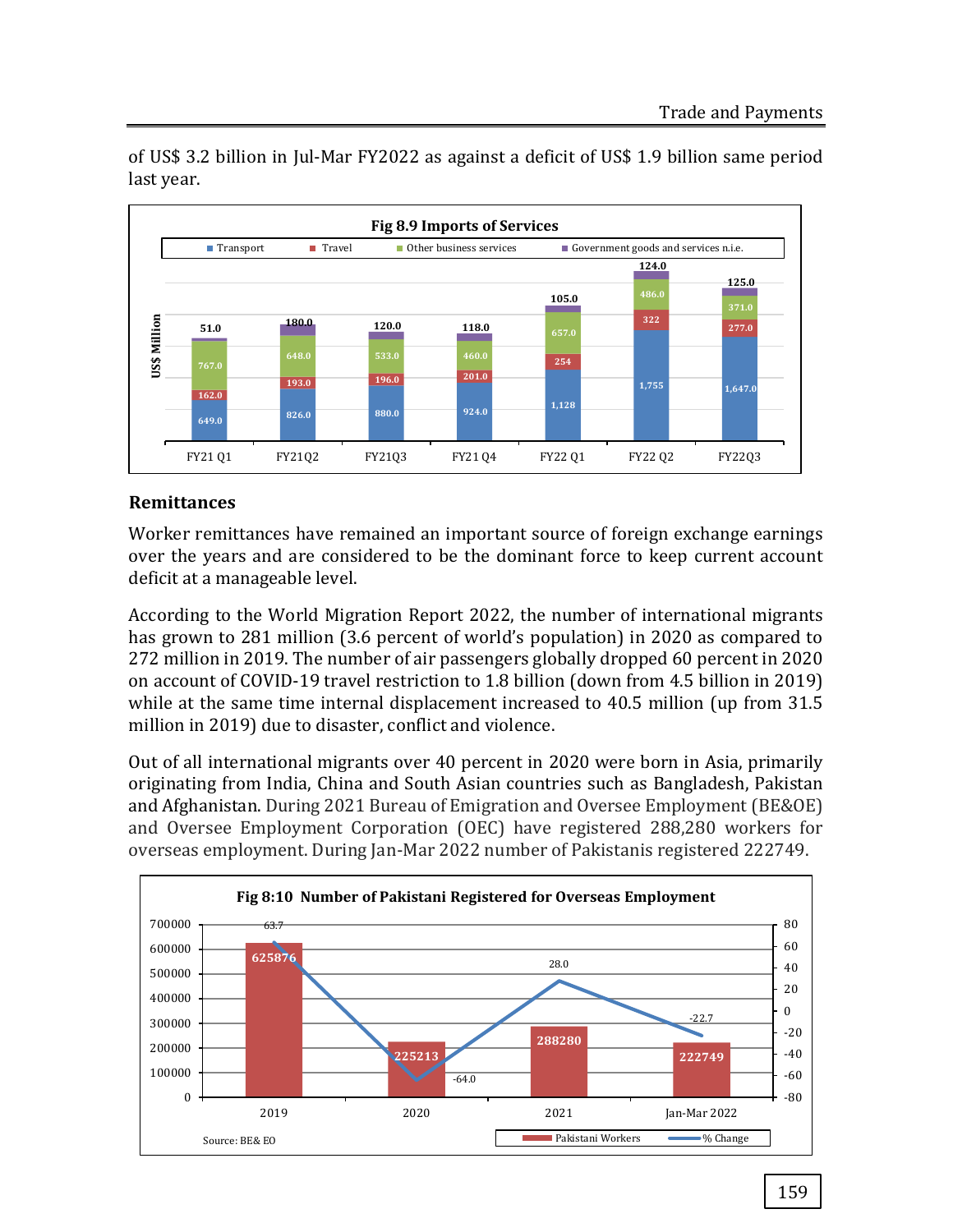of US$ 3.2 billion in Jul-Mar FY2022 as against a deficit of US$ 1.9 billion same period last year.

**Fig 8.9 Imports of Services**

| US$ Million | FY21 Q1 | FY21Q2 | FY21Q3 | FY21 Q4 | FY22 Q1 | FY22 Q2 | FY22Q3 |
|---|---|---|---|---|---|---|---|
| Transport | 649.0 | 826.0 | 880.0 | 924.0 | 1,128 | 1,755 | 1,647.0 |
| Travel | 162.0 | 193.0 | 196.0 | 201.0 | 254 | 322 | 277.0 |
| Other business services | 767.0 | 648.0 | 533.0 | 460.0 | 657.0 | 486.0 | 371.0 |
| Government goods and services n.i.e. | 51.0 | 180.0 | 120.0 | 118.0 | 105.0 | 124.0 | 125.0 |

## Remittances

Worker remittances have remained an important source of foreign exchange earnings over the years and are considered to be the dominant force to keep current account deficit at a manageable level.

According to the World Migration Report 2022, the number of international migrants has grown to 281 million (3.6 percent of world's population) in 2020 as compared to 272 million in 2019. The number of air passengers globally dropped 60 percent in 2020 on account of COVID-19 travel restriction to 1.8 billion (down from 4.5 billion in 2019) while at the same time internal displacement increased to 40.5 million (up from 31.5 million in 2019) due to disaster, conflict and violence.

Out of all international migrants over 40 percent in 2020 were born in Asia, primarily originating from India, China and South Asian countries such as Bangladesh, Pakistan and Afghanistan. During 2021 Bureau of Emigration and Oversee Employment (BE&OE) and Oversee Employment Corporation (OEC) have registered 288,280 workers for overseas employment. During Jan-Mar 2022 number of Pakistanis registered 222749.

**Fig 8:10 Number of Pakistani Registered for Overseas Employment**

| | 2019 | 2020 | 2021 | Jan-Mar 2022 |
|---|---|---|---|---|
| Pakistani Workers | 625876 | 225213 | 288280 | 222749 |
| % Change | 63.7 | -64.0 | 28.0 | -22.7 |

Source: BE& EO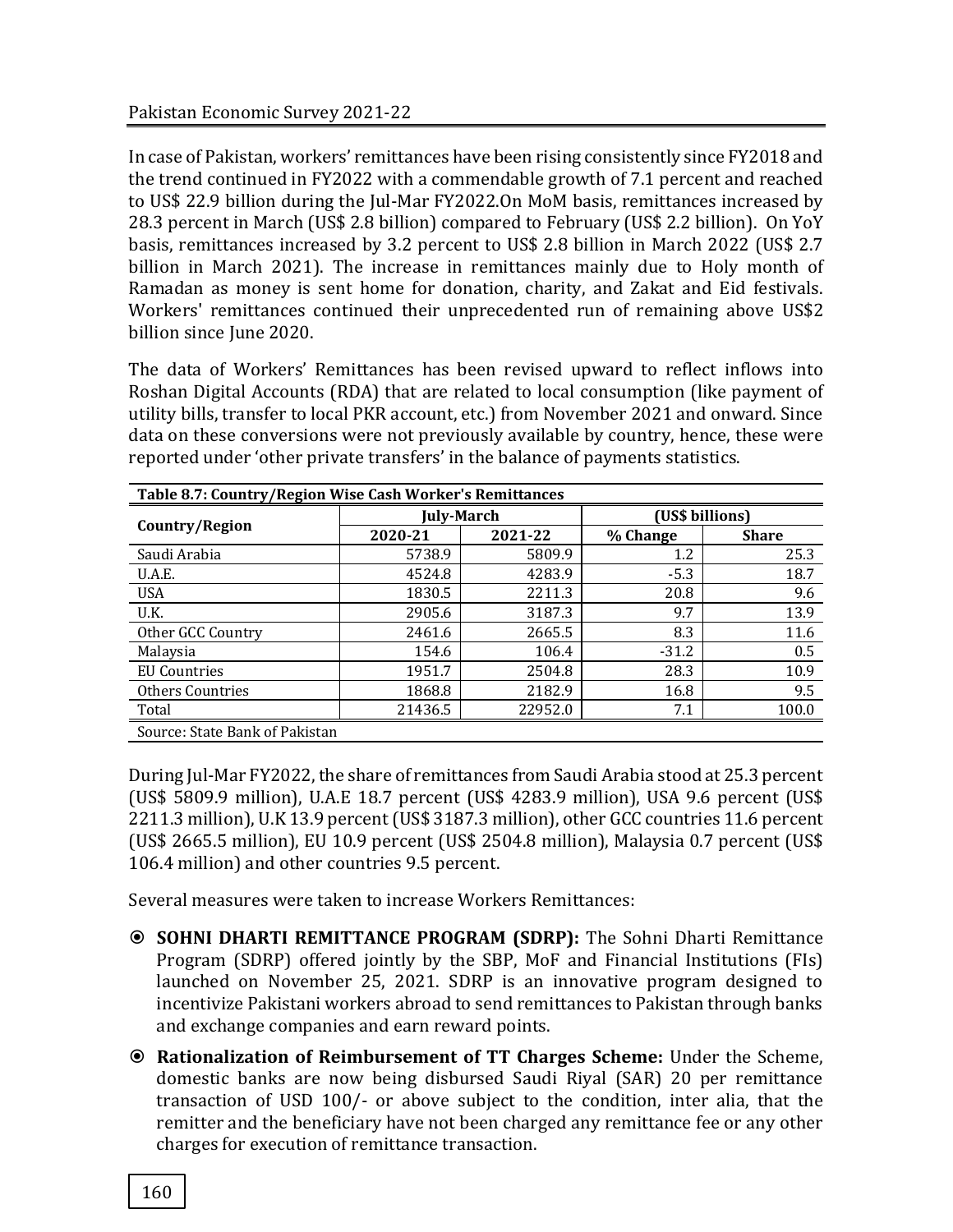In case of Pakistan, workers' remittances have been rising consistently since FY2018 and the trend continued in FY2022 with a commendable growth of 7.1 percent and reached to US$ 22.9 billion during the Jul-Mar FY2022.On MoM basis, remittances increased by 28.3 percent in March (US$ 2.8 billion) compared to February (US$ 2.2 billion). On YoY basis, remittances increased by 3.2 percent to US$ 2.8 billion in March 2022 (US$ 2.7 billion in March 2021). The increase in remittances mainly due to Holy month of Ramadan as money is sent home for donation, charity, and Zakat and Eid festivals. Workers' remittances continued their unprecedented run of remaining above US$2 billion since June 2020.

The data of Workers' Remittances has been revised upward to reflect inflows into Roshan Digital Accounts (RDA) that are related to local consumption (like payment of utility bills, transfer to local PKR account, etc.) from November 2021 and onward. Since data on these conversions were not previously available by country, hence, these were reported under 'other private transfers' in the balance of payments statistics.

**Table 8.7: Country/Region Wise Cash Worker's Remittances**

| Country/Region | July-March | | (US$ billions) | |
|---|---|---|---|---|
| | 2020-21 | 2021-22 | % Change | Share |
| Saudi Arabia | 5738.9 | 5809.9 | 1.2 | 25.3 |
| U.A.E. | 4524.8 | 4283.9 | -5.3 | 18.7 |
| USA | 1830.5 | 2211.3 | 20.8 | 9.6 |
| U.K. | 2905.6 | 3187.3 | 9.7 | 13.9 |
| Other GCC Country | 2461.6 | 2665.5 | 8.3 | 11.6 |
| Malaysia | 154.6 | 106.4 | -31.2 | 0.5 |
| EU Countries | 1951.7 | 2504.8 | 28.3 | 10.9 |
| Others Countries | 1868.8 | 2182.9 | 16.8 | 9.5 |
| Total | 21436.5 | 22952.0 | 7.1 | 100.0 |

Source: State Bank of Pakistan

During Jul-Mar FY2022, the share of remittances from Saudi Arabia stood at 25.3 percent (US$ 5809.9 million), U.A.E 18.7 percent (US$ 4283.9 million), USA 9.6 percent (US$ 2211.3 million), U.K 13.9 percent (US$ 3187.3 million), other GCC countries 11.6 percent (US$ 2665.5 million), EU 10.9 percent (US$ 2504.8 million), Malaysia 0.7 percent (US$ 106.4 million) and other countries 9.5 percent.

Several measures were taken to increase Workers Remittances:

- **SOHNI DHARTI REMITTANCE PROGRAM (SDRP):** The Sohni Dharti Remittance Program (SDRP) offered jointly by the SBP, MoF and Financial Institutions (FIs) launched on November 25, 2021. SDRP is an innovative program designed to incentivize Pakistani workers abroad to send remittances to Pakistan through banks and exchange companies and earn reward points.
- **Rationalization of Reimbursement of TT Charges Scheme:** Under the Scheme, domestic banks are now being disbursed Saudi Riyal (SAR) 20 per remittance transaction of USD 100/- or above subject to the condition, inter alia, that the remitter and the beneficiary have not been charged any remittance fee or any other charges for execution of remittance transaction.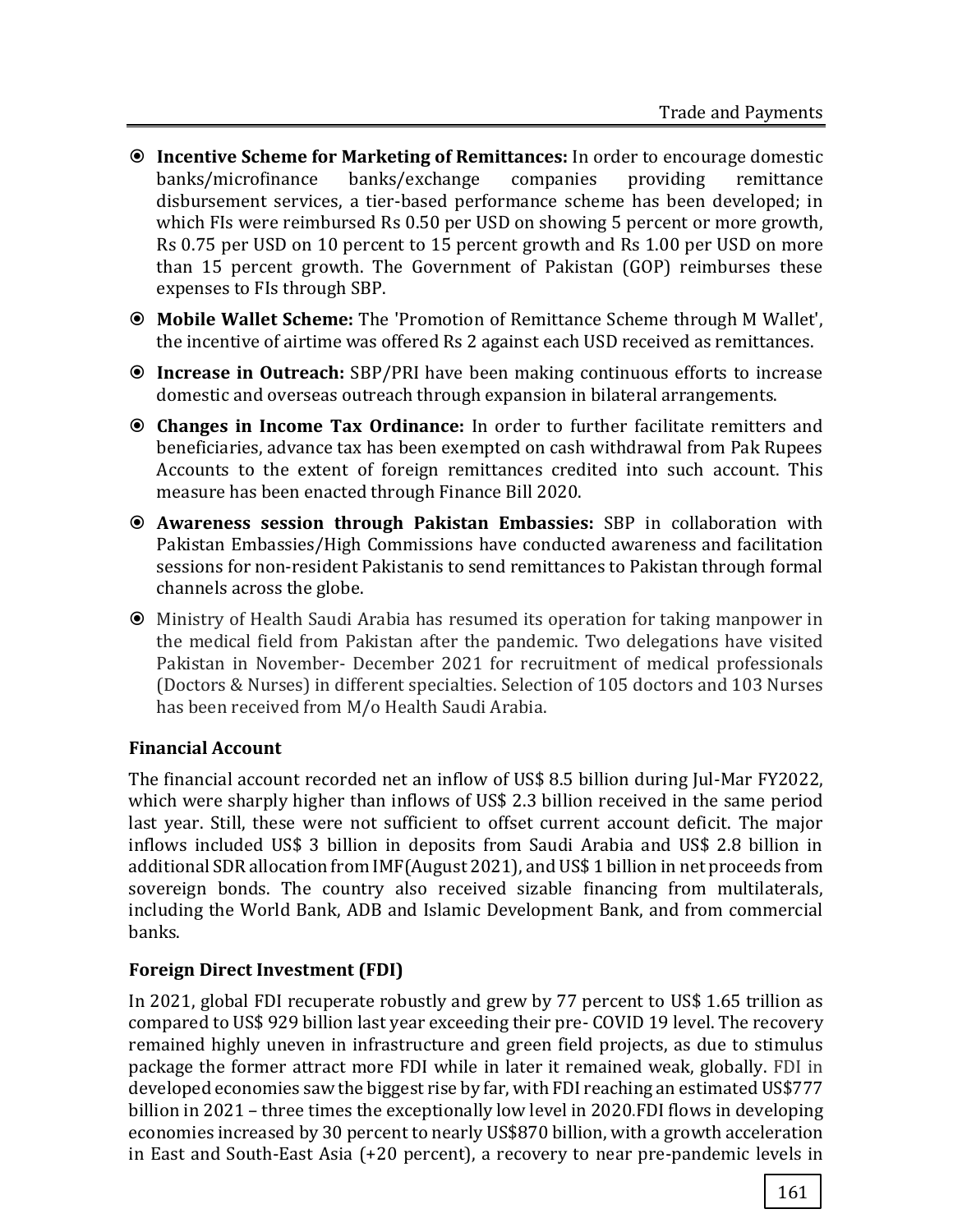- **Incentive Scheme for Marketing of Remittances:** In order to encourage domestic banks/microfinance banks/exchange companies providing remittance disbursement services, a tier-based performance scheme has been developed; in which FIs were reimbursed Rs 0.50 per USD on showing 5 percent or more growth, Rs 0.75 per USD on 10 percent to 15 percent growth and Rs 1.00 per USD on more than 15 percent growth. The Government of Pakistan (GOP) reimburses these expenses to FIs through SBP.
- **Mobile Wallet Scheme:** The 'Promotion of Remittance Scheme through M Wallet', the incentive of airtime was offered Rs 2 against each USD received as remittances.
- **Increase in Outreach:** SBP/PRI have been making continuous efforts to increase domestic and overseas outreach through expansion in bilateral arrangements.
- **Changes in Income Tax Ordinance:** In order to further facilitate remitters and beneficiaries, advance tax has been exempted on cash withdrawal from Pak Rupees Accounts to the extent of foreign remittances credited into such account. This measure has been enacted through Finance Bill 2020.
- **Awareness session through Pakistan Embassies:** SBP in collaboration with Pakistan Embassies/High Commissions have conducted awareness and facilitation sessions for non-resident Pakistanis to send remittances to Pakistan through formal channels across the globe.
- Ministry of Health Saudi Arabia has resumed its operation for taking manpower in the medical field from Pakistan after the pandemic. Two delegations have visited Pakistan in November- December 2021 for recruitment of medical professionals (Doctors & Nurses) in different specialties. Selection of 105 doctors and 103 Nurses has been received from M/o Health Saudi Arabia.

### Financial Account

The financial account recorded net an inflow of US$ 8.5 billion during Jul-Mar FY2022, which were sharply higher than inflows of US$ 2.3 billion received in the same period last year. Still, these were not sufficient to offset current account deficit. The major inflows included US$ 3 billion in deposits from Saudi Arabia and US$ 2.8 billion in additional SDR allocation from IMF (August 2021), and US$ 1 billion in net proceeds from sovereign bonds. The country also received sizable financing from multilaterals, including the World Bank, ADB and Islamic Development Bank, and from commercial banks.

### Foreign Direct Investment (FDI)

In 2021, global FDI recuperate robustly and grew by 77 percent to US$ 1.65 trillion as compared to US$ 929 billion last year exceeding their pre- COVID 19 level. The recovery remained highly uneven in infrastructure and green field projects, as due to stimulus package the former attract more FDI while in later it remained weak, globally. FDI in developed economies saw the biggest rise by far, with FDI reaching an estimated US$777 billion in 2021 – three times the exceptionally low level in 2020.FDI flows in developing economies increased by 30 percent to nearly US$870 billion, with a growth acceleration in East and South-East Asia (+20 percent), a recovery to near pre-pandemic levels in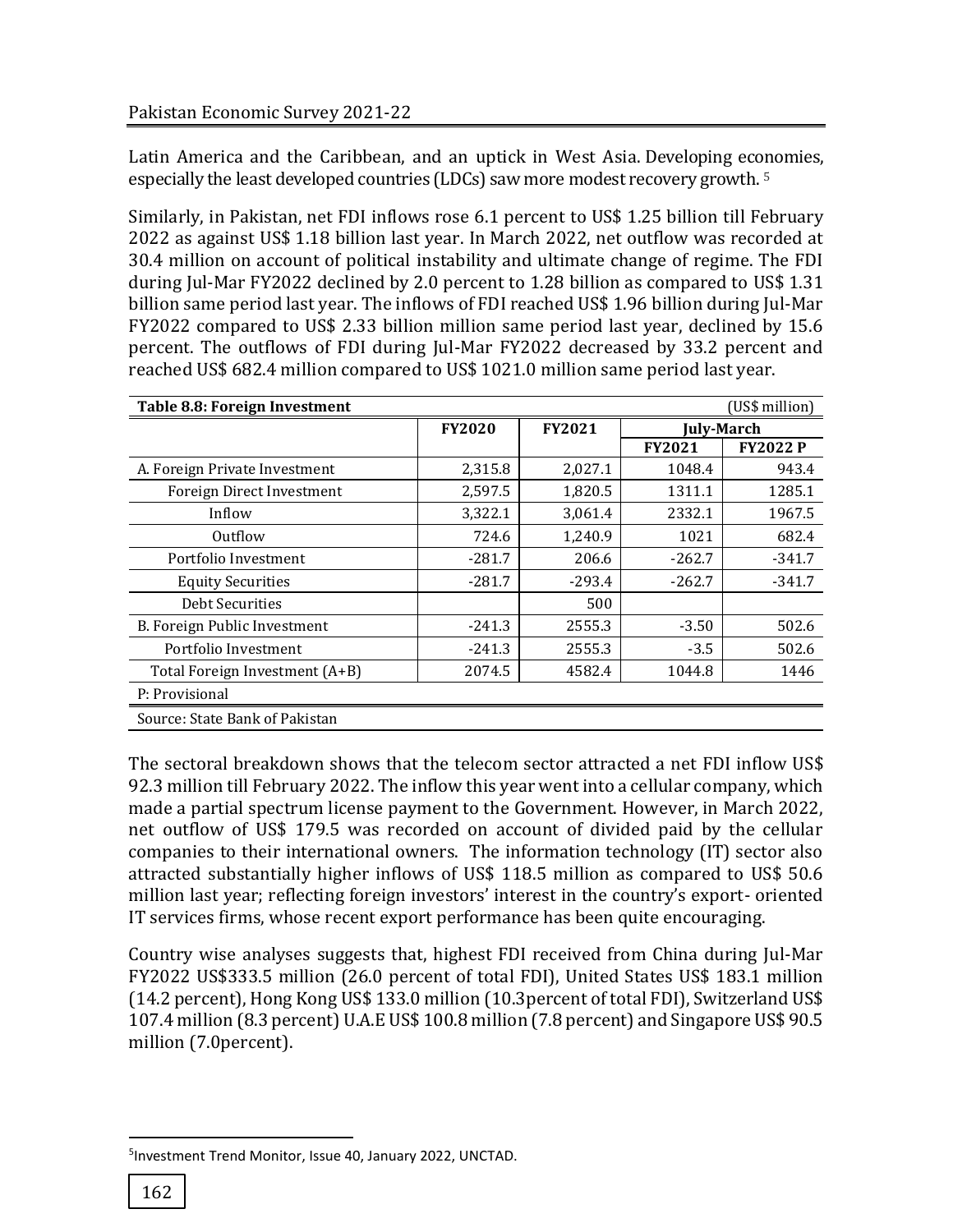Latin America and the Caribbean, and an uptick in West Asia. Developing economies, especially the least developed countries (LDCs) saw more modest recovery growth. [5]

Similarly, in Pakistan, net FDI inflows rose 6.1 percent to US$ 1.25 billion till February 2022 as against US$ 1.18 billion last year. In March 2022, net outflow was recorded at 30.4 million on account of political instability and ultimate change of regime. The FDI during Jul-Mar FY2022 declined by 2.0 percent to 1.28 billion as compared to US$ 1.31 billion same period last year. The inflows of FDI reached US$ 1.96 billion during Jul-Mar FY2022 compared to US$ 2.33 billion million same period last year, declined by 15.6 percent. The outflows of FDI during Jul-Mar FY2022 decreased by 33.2 percent and reached US$ 682.4 million compared to US$ 1021.0 million same period last year.

**Table 8.8: Foreign Investment** (US$ million)

| | FY2020 | FY2021 | July-March | |
|---|---|---|---|---|
| | | | FY2021 | FY2022 P |
| A. Foreign Private Investment | 2,315.8 | 2,027.1 | 1048.4 | 943.4 |
| Foreign Direct Investment | 2,597.5 | 1,820.5 | 1311.1 | 1285.1 |
| Inflow | 3,322.1 | 3,061.4 | 2332.1 | 1967.5 |
| Outflow | 724.6 | 1,240.9 | 1021 | 682.4 |
| Portfolio Investment | -281.7 | 206.6 | -262.7 | -341.7 |
| Equity Securities | -281.7 | -293.4 | -262.7 | -341.7 |
| Debt Securities | | 500 | | |
| B. Foreign Public Investment | -241.3 | 2555.3 | -3.50 | 502.6 |
| Portfolio Investment | -241.3 | 2555.3 | -3.5 | 502.6 |
| Total Foreign Investment (A+B) | 2074.5 | 4582.4 | 1044.8 | 1446 |

P: Provisional

Source: State Bank of Pakistan

The sectoral breakdown shows that the telecom sector attracted a net FDI inflow US$ 92.3 million till February 2022. The inflow this year went into a cellular company, which made a partial spectrum license payment to the Government. However, in March 2022, net outflow of US$ 179.5 was recorded on account of divided paid by the cellular companies to their international owners. The information technology (IT) sector also attracted substantially higher inflows of US$ 118.5 million as compared to US$ 50.6 million last year; reflecting foreign investors' interest in the country's export- oriented IT services firms, whose recent export performance has been quite encouraging.

Country wise analyses suggests that, highest FDI received from China during Jul-Mar FY2022 US$333.5 million (26.0 percent of total FDI), United States US$ 183.1 million (14.2 percent), Hong Kong US$ 133.0 million (10.3percent of total FDI), Switzerland US$ 107.4 million (8.3 percent) U.A.E US$ 100.8 million (7.8 percent) and Singapore US$ 90.5 million (7.0percent).

[5] Investment Trend Monitor, Issue 40, January 2022, UNCTAD.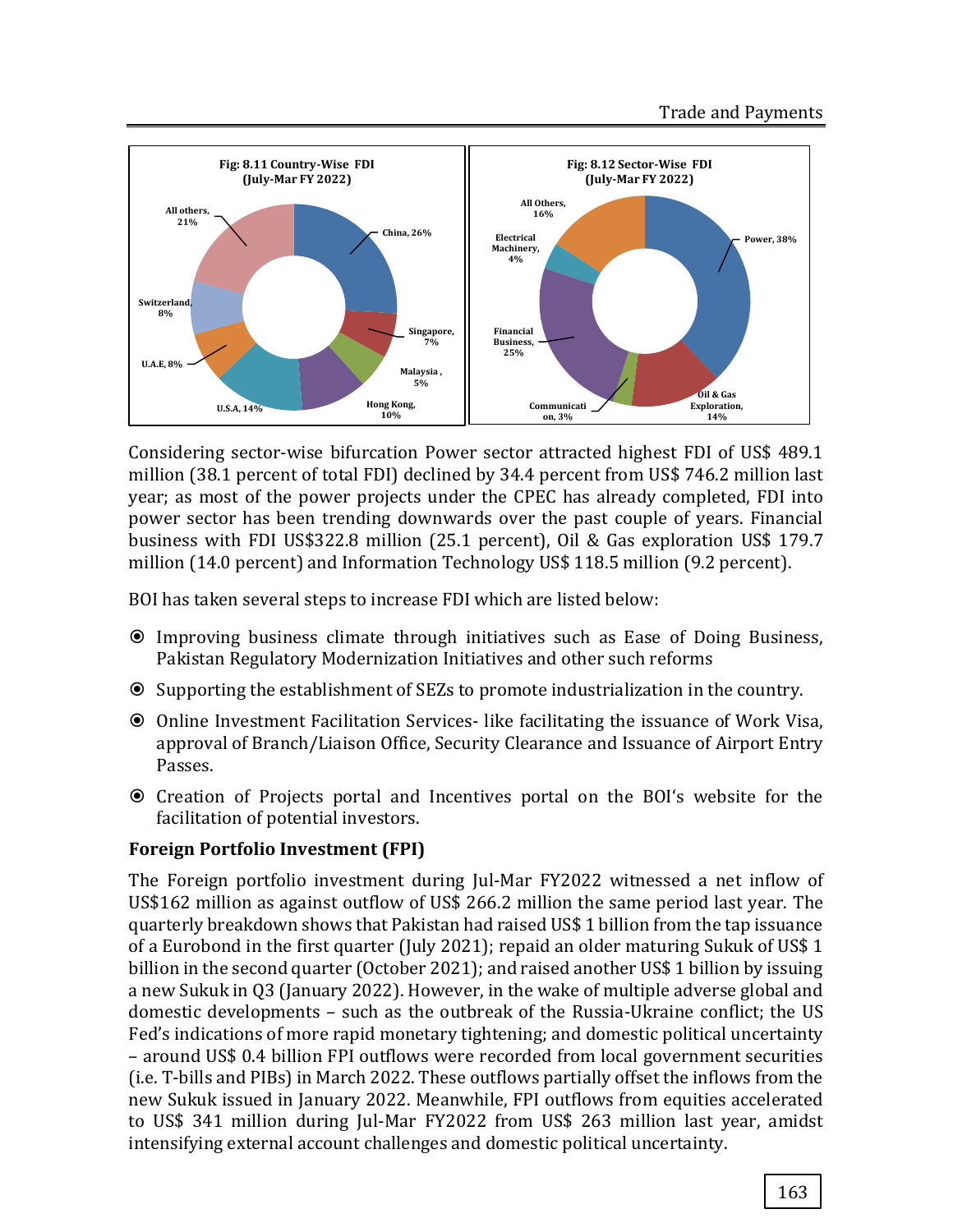**Fig: 8.11 Country-Wise FDI (July-Mar FY 2022)**

China, 26%; Singapore, 7%; Malaysia, 5%; Hong Kong, 10%; U.S.A, 14%; U.A.E, 8%; Switzerland, 8%; All others, 21%

**Fig: 8.12 Sector-Wise FDI (July-Mar FY 2022)**

Power, 38%; Oil & Gas Exploration, 14%; Communication, 3%; Financial Business, 25%; Electrical Machinery, 4%; All Others, 16%

Considering sector-wise bifurcation Power sector attracted highest FDI of US$ 489.1 million (38.1 percent of total FDI) declined by 34.4 percent from US$ 746.2 million last year; as most of the power projects under the CPEC has already completed, FDI into power sector has been trending downwards over the past couple of years. Financial business with FDI US$322.8 million (25.1 percent), Oil & Gas exploration US$ 179.7 million (14.0 percent) and Information Technology US$ 118.5 million (9.2 percent).

BOI has taken several steps to increase FDI which are listed below:

- Improving business climate through initiatives such as Ease of Doing Business, Pakistan Regulatory Modernization Initiatives and other such reforms
- Supporting the establishment of SEZs to promote industrialization in the country.
- Online Investment Facilitation Services- like facilitating the issuance of Work Visa, approval of Branch/Liaison Office, Security Clearance and Issuance of Airport Entry Passes.
- Creation of Projects portal and Incentives portal on the BOI's website for the facilitation of potential investors.

**Foreign Portfolio Investment (FPI)**

The Foreign portfolio investment during Jul-Mar FY2022 witnessed a net inflow of US$162 million as against outflow of US$ 266.2 million the same period last year. The quarterly breakdown shows that Pakistan had raised US$ 1 billion from the tap issuance of a Eurobond in the first quarter (July 2021); repaid an older maturing Sukuk of US$ 1 billion in the second quarter (October 2021); and raised another US$ 1 billion by issuing a new Sukuk in Q3 (January 2022). However, in the wake of multiple adverse global and domestic developments – such as the outbreak of the Russia-Ukraine conflict; the US Fed's indications of more rapid monetary tightening; and domestic political uncertainty – around US$ 0.4 billion FPI outflows were recorded from local government securities (i.e. T-bills and PIBs) in March 2022. These outflows partially offset the inflows from the new Sukuk issued in January 2022. Meanwhile, FPI outflows from equities accelerated to US$ 341 million during Jul-Mar FY2022 from US$ 263 million last year, amidst intensifying external account challenges and domestic political uncertainty.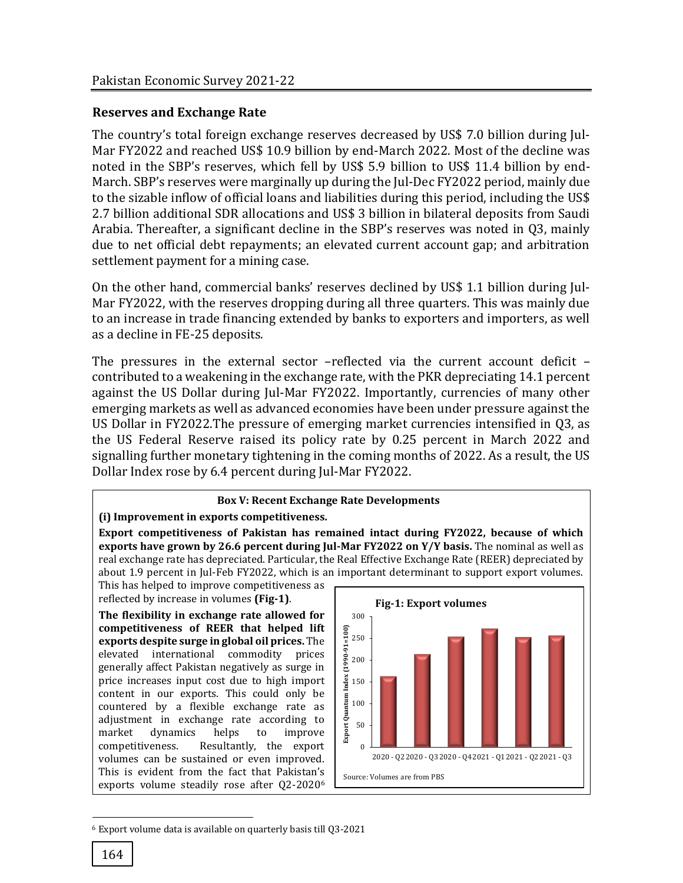## Reserves and Exchange Rate

The country's total foreign exchange reserves decreased by US$ 7.0 billion during Jul-Mar FY2022 and reached US$ 10.9 billion by end-March 2022. Most of the decline was noted in the SBP's reserves, which fell by US$ 5.9 billion to US$ 11.4 billion by end-March. SBP's reserves were marginally up during the Jul-Dec FY2022 period, mainly due to the sizable inflow of official loans and liabilities during this period, including the US$ 2.7 billion additional SDR allocations and US$ 3 billion in bilateral deposits from Saudi Arabia. Thereafter, a significant decline in the SBP's reserves was noted in Q3, mainly due to net official debt repayments; an elevated current account gap; and arbitration settlement payment for a mining case.

On the other hand, commercial banks' reserves declined by US$ 1.1 billion during Jul-Mar FY2022, with the reserves dropping during all three quarters. This was mainly due to an increase in trade financing extended by banks to exporters and importers, as well as a decline in FE-25 deposits.

The pressures in the external sector –reflected via the current account deficit – contributed to a weakening in the exchange rate, with the PKR depreciating 14.1 percent against the US Dollar during Jul-Mar FY2022. Importantly, currencies of many other emerging markets as well as advanced economies have been under pressure against the US Dollar in FY2022.The pressure of emerging market currencies intensified in Q3, as the US Federal Reserve raised its policy rate by 0.25 percent in March 2022 and signalling further monetary tightening in the coming months of 2022. As a result, the US Dollar Index rose by 6.4 percent during Jul-Mar FY2022.

**Box V: Recent Exchange Rate Developments**

**(i) Improvement in exports competitiveness.**

**Export competitiveness of Pakistan has remained intact during FY2022, because of which exports have grown by 26.6 percent during Jul-Mar FY2022 on Y/Y basis.** The nominal as well as real exchange rate has depreciated. Particular, the Real Effective Exchange Rate (REER) depreciated by about 1.9 percent in Jul-Feb FY2022, which is an important determinant to support export volumes. This has helped to improve competitiveness as reflected by increase in volumes **(Fig-1)**.

**The flexibility in exchange rate allowed for competitiveness of REER that helped lift exports despite surge in global oil prices.** The elevated international commodity prices generally affect Pakistan negatively as surge in price increases input cost due to high import content in our exports. This could only be countered by a flexible exchange rate as adjustment in exchange rate according to market dynamics helps to improve competitiveness. Resultantly, the export volumes can be sustained or even improved. This is evident from the fact that Pakistan's exports volume steadily rose after Q2-2020[6]

**Fig-1: Export volumes**

Source: Volumes are from PBS

[6] Export volume data is available on quarterly basis till Q3-2021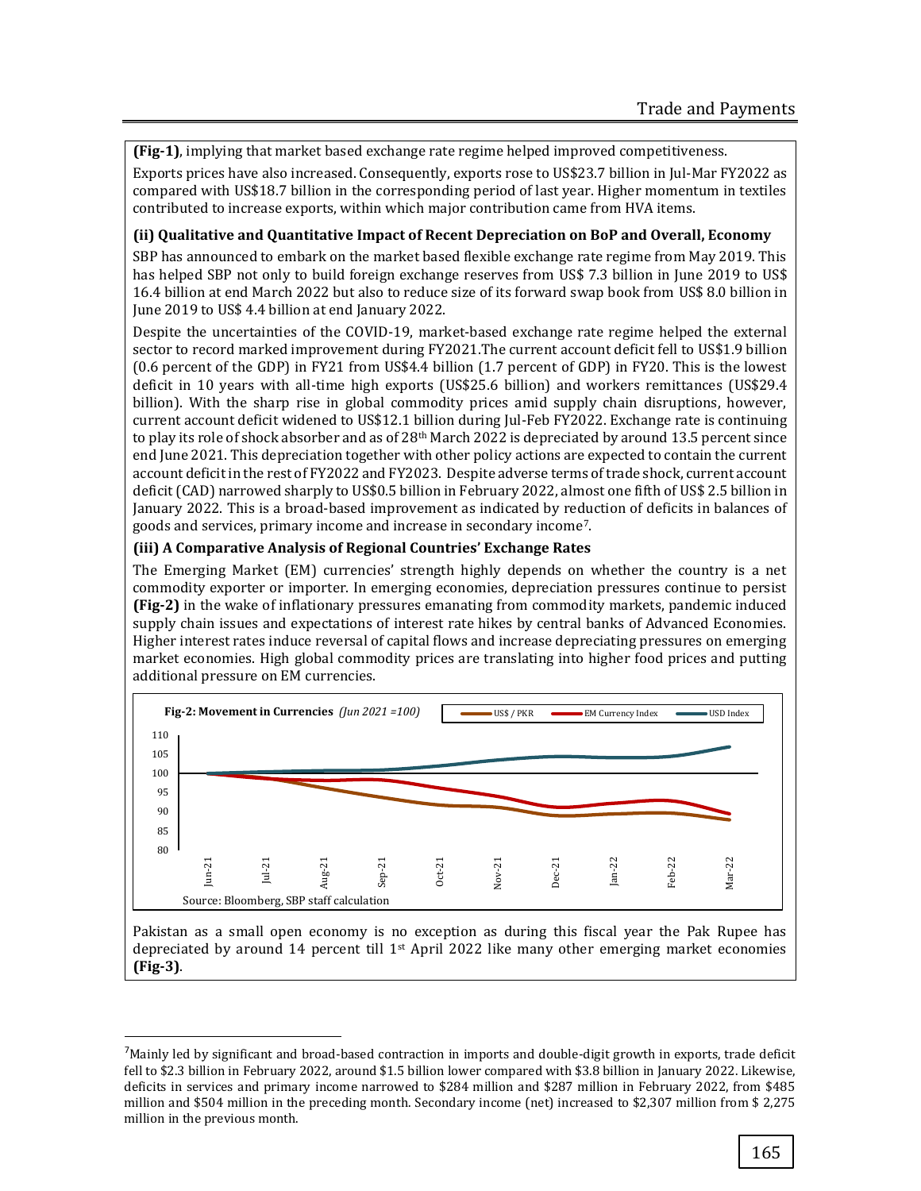**(Fig-1)**, implying that market based exchange rate regime helped improved competitiveness.

Exports prices have also increased. Consequently, exports rose to US$23.7 billion in Jul-Mar FY2022 as compared with US$18.7 billion in the corresponding period of last year. Higher momentum in textiles contributed to increase exports, within which major contribution came from HVA items.

**(ii) Qualitative and Quantitative Impact of Recent Depreciation on BoP and Overall, Economy**

SBP has announced to embark on the market based flexible exchange rate regime from May 2019. This has helped SBP not only to build foreign exchange reserves from US$ 7.3 billion in June 2019 to US$ 16.4 billion at end March 2022 but also to reduce size of its forward swap book from US$ 8.0 billion in June 2019 to US$ 4.4 billion at end January 2022.

Despite the uncertainties of the COVID-19, market-based exchange rate regime helped the external sector to record marked improvement during FY2021.The current account deficit fell to US$1.9 billion (0.6 percent of the GDP) in FY21 from US$4.4 billion (1.7 percent of GDP) in FY20. This is the lowest deficit in 10 years with all-time high exports (US$25.6 billion) and workers remittances (US$29.4 billion). With the sharp rise in global commodity prices amid supply chain disruptions, however, current account deficit widened to US$12.1 billion during Jul-Feb FY2022. Exchange rate is continuing to play its role of shock absorber and as of 28th March 2022 is depreciated by around 13.5 percent since end June 2021. This depreciation together with other policy actions are expected to contain the current account deficit in the rest of FY2022 and FY2023. Despite adverse terms of trade shock, current account deficit (CAD) narrowed sharply to US$0.5 billion in February 2022, almost one fifth of US$ 2.5 billion in January 2022. This is a broad-based improvement as indicated by reduction of deficits in balances of goods and services, primary income and increase in secondary income[7].

**(iii) A Comparative Analysis of Regional Countries' Exchange Rates**

The Emerging Market (EM) currencies' strength highly depends on whether the country is a net commodity exporter or importer. In emerging economies, depreciation pressures continue to persist **(Fig-2)** in the wake of inflationary pressures emanating from commodity markets, pandemic induced supply chain issues and expectations of interest rate hikes by central banks of Advanced Economies. Higher interest rates induce reversal of capital flows and increase depreciating pressures on emerging market economies. High global commodity prices are translating into higher food prices and putting additional pressure on EM currencies.

**Fig-2: Movement in Currencies** *(Jun 2021 =100)*

Legend: US$ / PKR, EM Currency Index, USD Index

Source: Bloomberg, SBP staff calculation

Pakistan as a small open economy is no exception as during this fiscal year the Pak Rupee has depreciated by around 14 percent till 1st April 2022 like many other emerging market economies **(Fig-3)**.

---

[7] Mainly led by significant and broad-based contraction in imports and double-digit growth in exports, trade deficit fell to $2.3 billion in February 2022, around $1.5 billion lower compared with $3.8 billion in January 2022. Likewise, deficits in services and primary income narrowed to $284 million and $287 million in February 2022, from $485 million and $504 million in the preceding month. Secondary income (net) increased to $2,307 million from $ 2,275 million in the previous month.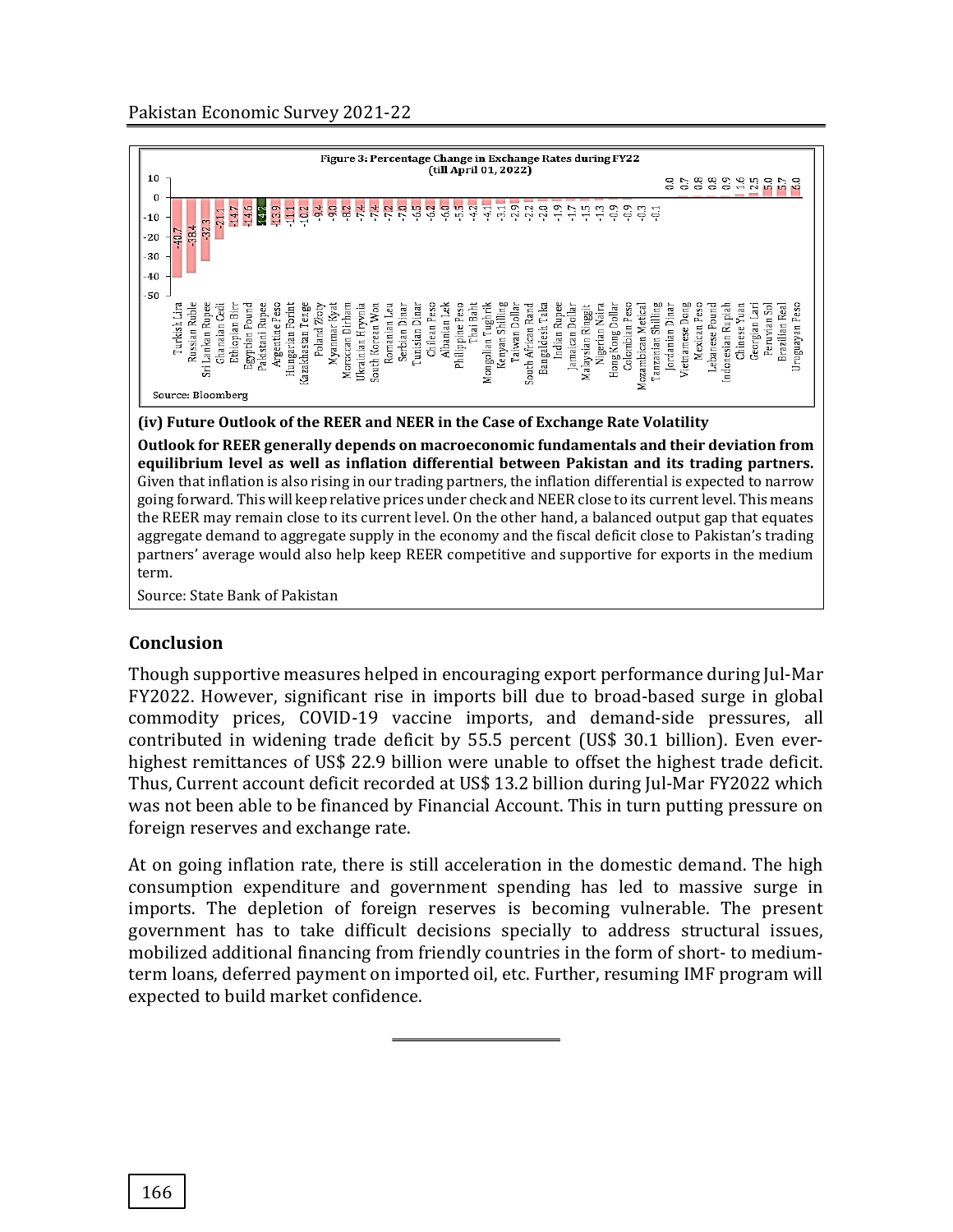Figure 3: Percentage Change in Exchange Rates during FY22
(till April 01, 2022)

10
0
-10
-20
-30
-40
-50

-40.7 -38.4 -32.3 -21.1 -14.7 -14.6 -14.2 -13.9 -11.1 -10.2 -9.4 -9.0 -8.2 -7.4 -7.4 -7.2 -7.0 -6.5 -6.2 -6.0 -5.5 -4.2 -4.1 -3.1 -2.9 -2.2 -2.0 -1.9 -1.7 -1.5 -1.3 -0.9 -0.9 -0.3 -0.1 0.0 0.7 0.8 0.8 0.9 1.6 2.5 5.0 5.7 6.0

Turkish Lira, Russian Ruble, Sri Lankan Rupee, Ghanaian Cedi, Ethiopian Birr, Egyptian Pound, Pakistani Rupee, Argentine Peso, Hungarian Forint, Kazakhstan Tenge, Poland Zloty, Myanmar Kyat, Moroccan Dirham, Ukrainian Hryvnia, South Korean Won, Romanian Leu, Serbian Dinar, Tunisian Dinar, Chilean Peso, Albanian Lek, Philippine Peso, Thai Baht, Mongolian Tughrik, Kenyan Shilling, Taiwan Dollar, South African Rand, Bangladesh Taka, Indian Rupee, Jamaican Dollar, Malaysian Ringgit, Nigerian Naira, Hong Kong Dollar, Colombian Peso, Mozambican Metical, Tanzanian Shilling, Jordanian Dinar, Vietnamese Dong, Mexican Peso, Lebanese Pound, Indonesian Rupiah, Chinese Yuan, Georgian Lari, Peruvian Sol, Brazilian Real, Uruguayan Peso

Source: Bloomberg

**(iv) Future Outlook of the REER and NEER in the Case of Exchange Rate Volatility**

**Outlook for REER generally depends on macroeconomic fundamentals and their deviation from equilibrium level as well as inflation differential between Pakistan and its trading partners.** Given that inflation is also rising in our trading partners, the inflation differential is expected to narrow going forward. This will keep relative prices under check and NEER close to its current level. This means the REER may remain close to its current level. On the other hand, a balanced output gap that equates aggregate demand to aggregate supply in the economy and the fiscal deficit close to Pakistan's trading partners' average would also help keep REER competitive and supportive for exports in the medium term.

Source: State Bank of Pakistan

## Conclusion

Though supportive measures helped in encouraging export performance during Jul-Mar FY2022. However, significant rise in imports bill due to broad-based surge in global commodity prices, COVID-19 vaccine imports, and demand-side pressures, all contributed in widening trade deficit by 55.5 percent (US$ 30.1 billion). Even ever-highest remittances of US$ 22.9 billion were unable to offset the highest trade deficit. Thus, Current account deficit recorded at US$ 13.2 billion during Jul-Mar FY2022 which was not been able to be financed by Financial Account. This in turn putting pressure on foreign reserves and exchange rate.

At on going inflation rate, there is still acceleration in the domestic demand. The high consumption expenditure and government spending has led to massive surge in imports. The depletion of foreign reserves is becoming vulnerable. The present government has to take difficult decisions specially to address structural issues, mobilized additional financing from friendly countries in the form of short- to medium-term loans, deferred payment on imported oil, etc. Further, resuming IMF program will expected to build market confidence.